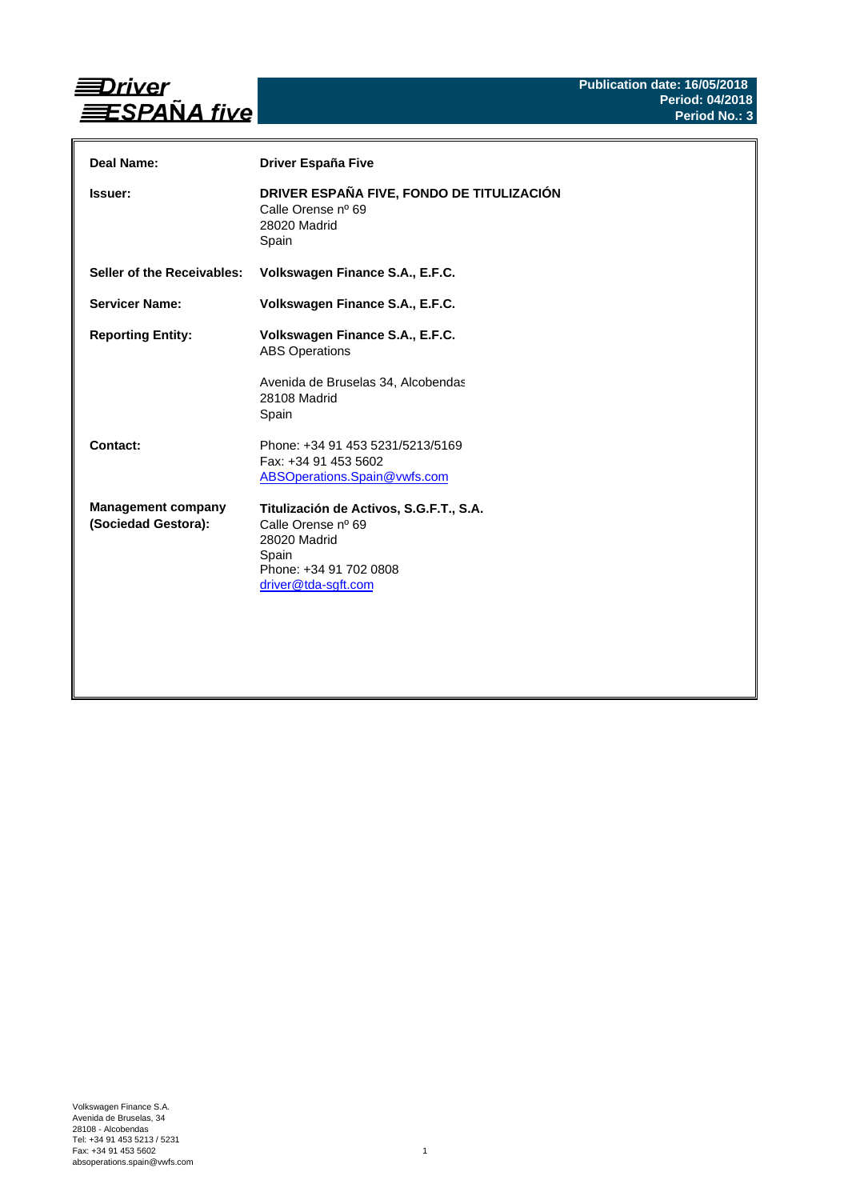# Driver ESPAÑA five

**Publication date: 16/05/2018**
**Period: 04/2018**
**Period No.: 3**

| | |
|---|---|
| **Deal Name:** | **Driver España Five** |
| **Issuer:** | **DRIVER ESPAÑA FIVE, FONDO DE TITULIZACIÓN**<br>Calle Orense nº 69<br>28020 Madrid<br>Spain |
| **Seller of the Receivables:** | **Volkswagen Finance S.A., E.F.C.** |
| **Servicer Name:** | **Volkswagen Finance S.A., E.F.C.** |
| **Reporting Entity:** | **Volkswagen Finance S.A., E.F.C.**<br>ABS Operations<br><br>Avenida de Bruselas 34, Alcobendas<br>28108 Madrid<br>Spain |
| **Contact:** | Phone: +34 91 453 5231/5213/5169<br>Fax: +34 91 453 5602<br>ABSOperations.Spain@vwfs.com |
| **Management company (Sociedad Gestora):** | **Titulización de Activos, S.G.F.T., S.A.**<br>Calle Orense nº 69<br>28020 Madrid<br>Spain<br>Phone: +34 91 702 0808<br>driver@tda-sgft.com |

Volkswagen Finance S.A.
Avenida de Bruselas, 34
28108 - Alcobendas
Tel: +34 91 453 5213 / 5231
Fax: +34 91 453 5602
absoperations.spain@vwfs.com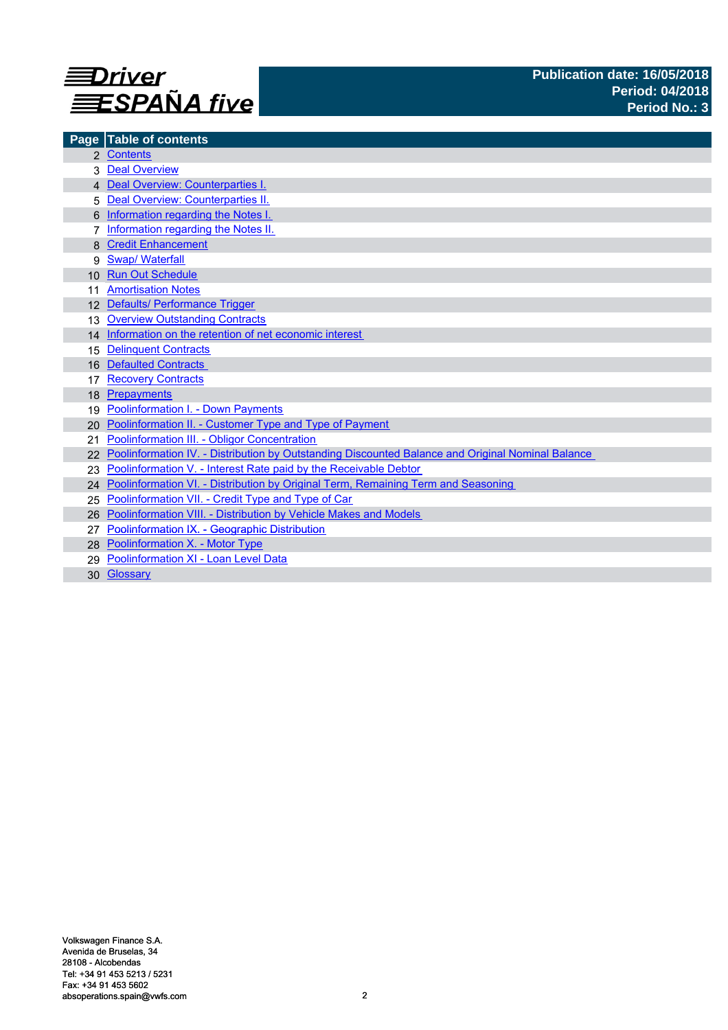**Driver ESPAÑA five**

**Publication date: 16/05/2018**
**Period: 04/2018**
**Period No.: 3**

| Page | Table of contents |
|---|---|
| 2 | Contents |
| 3 | Deal Overview |
| 4 | Deal Overview: Counterparties I. |
| 5 | Deal Overview: Counterparties II. |
| 6 | Information regarding the Notes I. |
| 7 | Information regarding the Notes II. |
| 8 | Credit Enhancement |
| 9 | Swap/ Waterfall |
| 10 | Run Out Schedule |
| 11 | Amortisation Notes |
| 12 | Defaults/ Performance Trigger |
| 13 | Overview Outstanding Contracts |
| 14 | Information on the retention of net economic interest |
| 15 | Delinquent Contracts |
| 16 | Defaulted Contracts |
| 17 | Recovery Contracts |
| 18 | Prepayments |
| 19 | Poolinformation I. - Down Payments |
| 20 | Poolinformation II. - Customer Type and Type of Payment |
| 21 | Poolinformation III. - Obligor Concentration |
| 22 | Poolinformation IV. - Distribution by Outstanding Discounted Balance and Original Nominal Balance |
| 23 | Poolinformation V. - Interest Rate paid by the Receivable Debtor |
| 24 | Poolinformation VI. - Distribution by Original Term, Remaining Term and Seasoning |
| 25 | Poolinformation VII. - Credit Type and Type of Car |
| 26 | Poolinformation VIII. - Distribution by Vehicle Makes and Models |
| 27 | Poolinformation IX. - Geographic Distribution |
| 28 | Poolinformation X. - Motor Type |
| 29 | Poolinformation XI - Loan Level Data |
| 30 | Glossary |

Volkswagen Finance S.A.
Avenida de Bruselas, 34
28108 - Alcobendas
Tel: +34 91 453 5213 / 5231
Fax: +34 91 453 5602
absoperations.spain@vwfs.com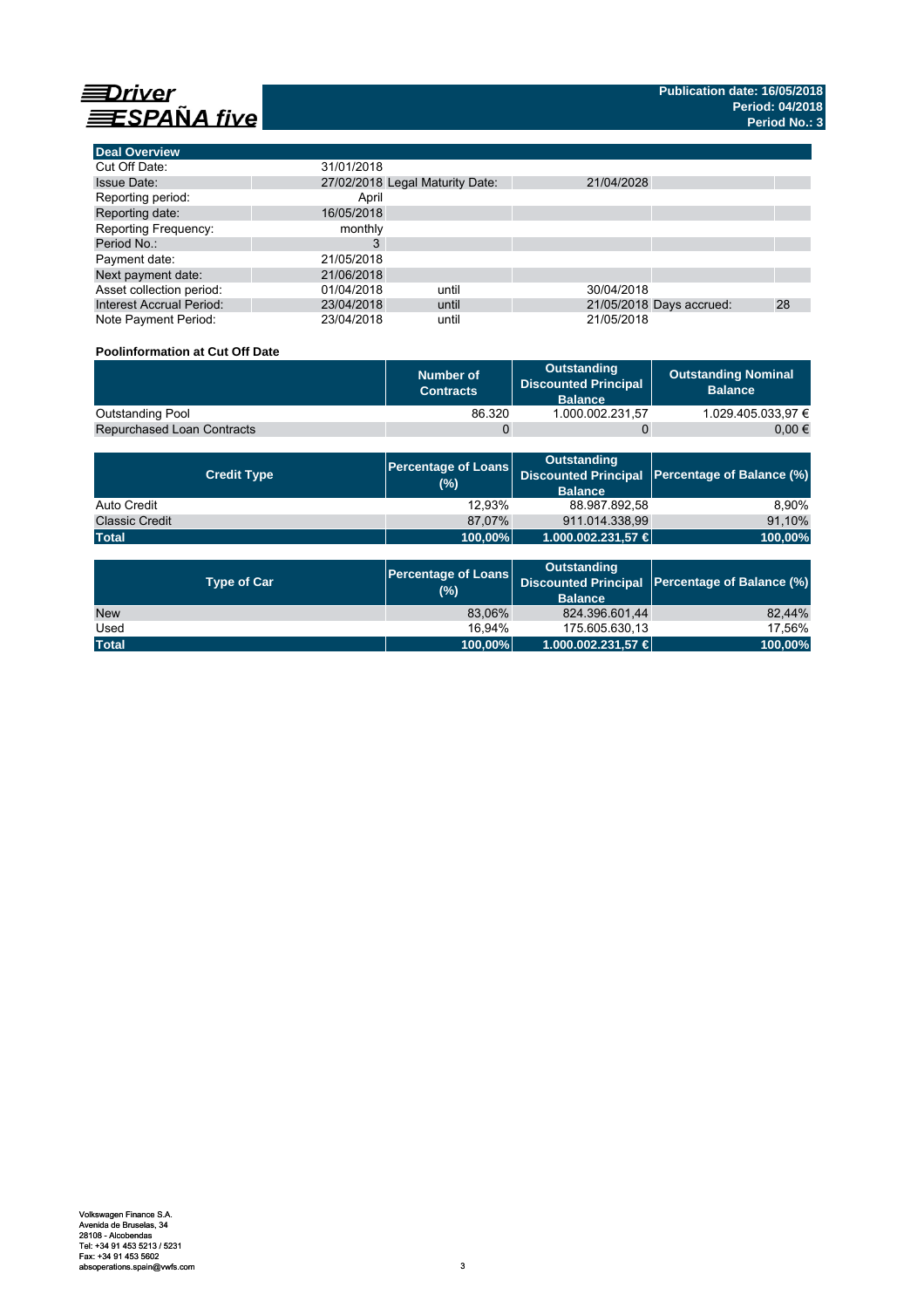# Driver ESPAÑA five

**Publication date: 16/05/2018**
**Period: 04/2018**
**Period No.: 3**

| Deal Overview | | | | | |
|---|---|---|---|---|---|
| Cut Off Date: | 31/01/2018 | | | | |
| Issue Date: | 27/02/2018 | Legal Maturity Date: | 21/04/2028 | | |
| Reporting period: | April | | | | |
| Reporting date: | 16/05/2018 | | | | |
| Reporting Frequency: | monthly | | | | |
| Period No.: | 3 | | | | |
| Payment date: | 21/05/2018 | | | | |
| Next payment date: | 21/06/2018 | | | | |
| Asset collection period: | 01/04/2018 | until | 30/04/2018 | | |
| Interest Accrual Period: | 23/04/2018 | until | 21/05/2018 | Days accrued: | 28 |
| Note Payment Period: | 23/04/2018 | until | 21/05/2018 | | |

**Poolinformation at Cut Off Date**

| | Number of Contracts | Outstanding Discounted Principal Balance | Outstanding Nominal Balance |
|---|---|---|---|
| Outstanding Pool | 86.320 | 1.000.002.231,57 | 1.029.405.033,97 € |
| Repurchased Loan Contracts | 0 | 0 | 0,00 € |

| Credit Type | Percentage of Loans (%) | Outstanding Discounted Principal Balance | Percentage of Balance (%) |
|---|---|---|---|
| Auto Credit | 12,93% | 88.987.892,58 | 8,90% |
| Classic Credit | 87,07% | 911.014.338,99 | 91,10% |
| **Total** | **100,00%** | **1.000.002.231,57 €** | **100,00%** |

| Type of Car | Percentage of Loans (%) | Outstanding Discounted Principal Balance | Percentage of Balance (%) |
|---|---|---|---|
| New | 83,06% | 824.396.601,44 | 82,44% |
| Used | 16,94% | 175.605.630,13 | 17,56% |
| **Total** | **100,00%** | **1.000.002.231,57 €** | **100,00%** |

Volkswagen Finance S.A.
Avenida de Bruselas, 34
28108 - Alcobendas
Tel: +34 91 453 5213 / 5231
Fax: +34 91 453 5602
absoperations.spain@vwfs.com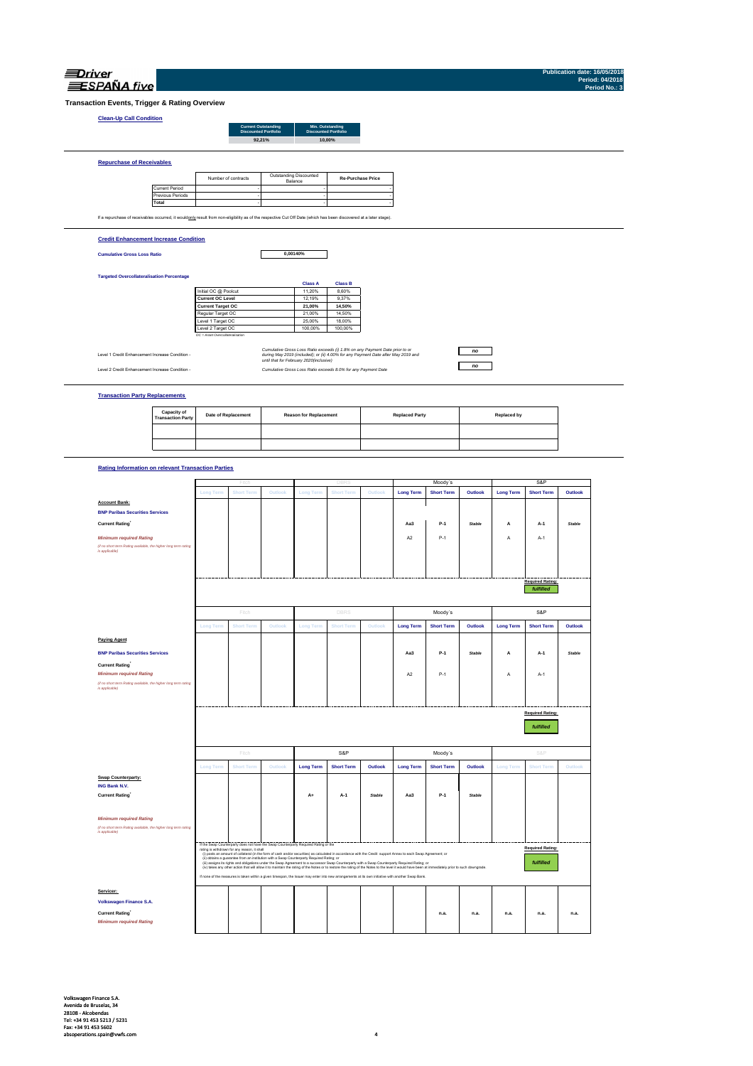Driver ESPAÑA five

Publication date: 16/05/2018
Period: 04/2018
Period No.: 3

## Transaction Events, Trigger & Rating Overview

### Clean-Up Call Condition

| Current Outstanding Discounted Portfolio | Min. Outstanding Discounted Portfolio |
|---|---|
| 92,21% | 10,00% |

### Repurchase of Receivables

| | Number of contracts | Outstanding Discounted Balance | Re-Purchase Price |
|---|---|---|---|
| Current Period | - | - | - |
| Previous Periods | - | - | - |
| **Total** | - | - | - |

If a repurchase of receivables occurred, it would only result from non-eligibility as of the respective Cut Off Date (which has been discovered at a later stage).

### Credit Enhancement Increase Condition

**Cumulative Gross Loss Ratio** 0,00140%

**Targeted Overcollateralisation Percentage**

| | Class A | Class B |
|---|---|---|
| Initial OC @ Poolcut | 11,20% | 8,80% |
| **Current OC Level** | 12,19% | 9,37% |
| **Current Target OC** | **21,00%** | **14,50%** |
| Regular Target OC | 21,00% | 14,50% |
| Level 1 Target OC | 25,00% | 18,00% |
| Level 2 Target OC | 100,00% | 100,00% |

OC = Asset Overcollateralisation

Level 1 Credit Enhancement Increase Condition - *Cumulative Gross Loss Ratio exceeds (i) 1.8% on any Payment Date prior to or during May 2019 (included); or (ii) 4.00% for any Payment Date after May 2019 and until that for February 2020(inclusive)* — **no**

Level 2 Credit Enhancement Increase Condition - *Cumulative Gross Loss Ratio exceeds 8.0% for any Payment Date* — **no**

### Transaction Party Replacements

| Capacity of Transaction Party | Date of Replacement | Reason for Replacement | Replaced Party | Replaced by |
|---|---|---|---|---|
| | | | | |
| | | | | |

### Rating Information on relevant Transaction Parties

| | Fitch | | | DBRS | | | Moody's | | | S&P | | |
|---|---|---|---|---|---|---|---|---|---|---|---|---|
| | Long Term | Short Term | Outlook | Long Term | Short Term | Outlook | Long Term | Short Term | Outlook | Long Term | Short Term | Outlook |
| **Account Bank:** | | | | | | | | | | | | |
| **BNP Paribas Securities Services** | | | | | | | | | | | | |
| **Current Rating**[1] | | | | | | | Aa3 | P-1 | Stable | A | A-1 | Stable |
| *Minimum required Rating* (if no short term Rating available, the higher long term rating is applicable) | | | | | | | A2 | P-1 | | A | A-1 | |
| | | | | | | | | | | | Required Rating: *fulfilled* | |

| | Fitch | | | DBRS | | | Moody's | | | S&P | | |
|---|---|---|---|---|---|---|---|---|---|---|---|---|
| | Long Term | Short Term | Outlook | Long Term | Short Term | Outlook | Long Term | Short Term | Outlook | Long Term | Short Term | Outlook |
| **Paying Agent** | | | | | | | | | | | | |
| **BNP Paribas Securities Services** | | | | | | | | | | | | |
| **Current Rating**[1] | | | | | | | Aa3 | P-1 | Stable | A | A-1 | Stable |
| *Minimum required Rating* (if no short term Rating available, the higher long term rating is applicable) | | | | | | | A2 | P-1 | | A | A-1 | |
| | | | | | | | | | | | Required Rating: *fulfilled* | |

| | Fitch | | | S&P | | | Moody's | | | S&P | | |
|---|---|---|---|---|---|---|---|---|---|---|---|---|
| | Long Term | Short Term | Outlook | Long Term | Short Term | Outlook | Long Term | Short Term | Outlook | Long Term | Short Term | Outlook |
| **Swap Counterparty:** | | | | | | | | | | | | |
| **ING Bank N.V.** | | | | | | | | | | | | |
| **Current Rating**[1] | | | | A+ | A-1 | Stable | Aa3 | P-1 | Stable | | | |
| *Minimum required Rating* (if no short term Rating available, the higher long term rating is applicable) | | | | | | | | | | | | |
| | | | | | | | | | | | Required Rating: *fulfilled* | |

If the Swap Counterparty does not have the Swap Counterparty Required Rating or the rating is withdrawn for any reason, it shall
(i) posts an amount of collateral (in the form of cash and/or securities) as calculated in accordance with the Credit Support Annex to each Swap Agreement; or
(ii) obtains a guarantee from an institution with a Swap Counterparty Required Rating; or
(iii) assigns its rights and obligations under the Swap Agreement to a successor Swap Counterparty with a Swap Counterparty Required Rating; or
(iv) takes any other action that will allow it to maintain the rating of the Notes or to restore the rating of the Notes to the level it would have been at immediately prior to such downgrade.
If none of the measures is taken within a given timespan, the Issuer may enter into new arrangements at its own initiative with another Swap Bank.

| | | | | | | | | | | | | |
|---|---|---|---|---|---|---|---|---|---|---|---|---|
| **Servicer:** | | | | | | | | | | | | |
| **Volkswagen Finance S.A.** | | | | | | | | | | | | |
| **Current Rating**[1] | | | | | | | | n.a. | n.a. | n.a. | n.a. | n.a. |
| *Minimum required Rating* | | | | | | | | | | | | |

Volkswagen Finance S.A.
Avenida de Bruselas, 34
28108 - Alcobendas
Tel: +34 91 453 5213 / 5231
Fax: +34 91 453 5602
absoperations.spain@vwfs.com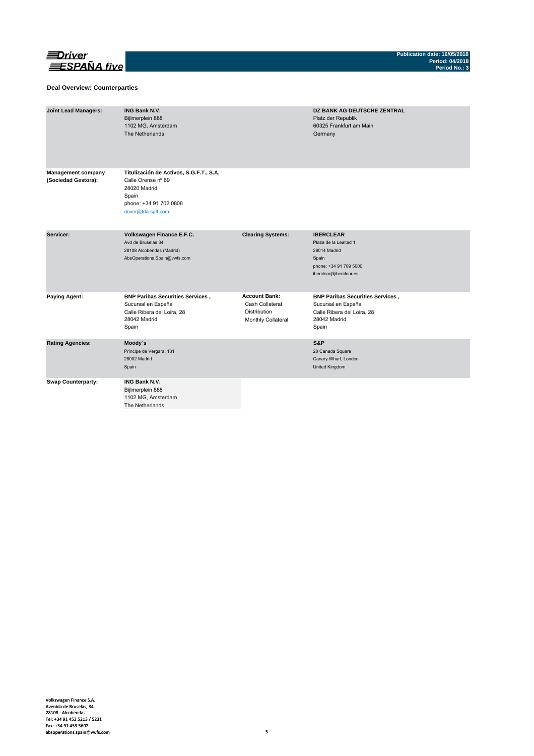## Deal Overview: Counterparties

| | | | |
|---|---|---|---|
| **Joint Lead Managers:** | **ING Bank N.V.**<br>Bijlmerplein 888<br>1102 MG, Amsterdam<br>The Netherlands | | **DZ BANK AG DEUTSCHE ZENTRAL**<br>Platz der Republik<br>60325 Frankfurt am Main<br>Germany |
| **Management company (Sociedad Gestora):** | **Titulización de Activos, S.G.F.T., S.A.**<br>Calle Orense nº 69<br>28020 Madrid<br>Spain<br>phone: +34 91 702 0808<br>driver@tda-sgft.com | | |
| **Servicer:** | **Volkswagen Finance E.F.C.**<br>Avd de Bruselas 34<br>28108 Alcobendas (Madrid)<br>AbsOperations.Spain@vwfs.com | **Clearing Systems:** | **IBERCLEAR**<br>Plaza de la Lealtad 1<br>28014 Madrid<br>Spain<br>phone: +34 91 709 5000<br>iberclear@iberclear.es |
| **Paying Agent:** | **BNP Paribas Securities Services ,**<br>Sucursal en España<br>Calle Ribera del Loira, 28<br>28042 Madrid<br>Spain | **Account Bank:**<br>Cash Collateral<br>Distribution<br>Monthly Collateral | **BNP Paribas Securities Services ,**<br>Sucursal en España<br>Calle Ribera del Loira, 28<br>28042 Madrid<br>Spain |
| **Rating Agencies:** | **Moody´s**<br>Príncipe de Vergara, 131<br>28002 Madrid<br>Spain | | **S&P**<br>20 Canada Square<br>Canary Wharf, London<br>United Kingdom |
| **Swap Counterparty:** | **ING Bank N.V.**<br>Bijlmerplein 888<br>1102 MG, Amsterdam<br>The Netherlands | | |

Volkswagen Finance S.A.
Avenida de Bruselas, 34
28108 - Alcobendas
Tel: +34 91 453 5213 / 5231
Fax: +34 91 453 5602
absoperations.spain@vwfs.com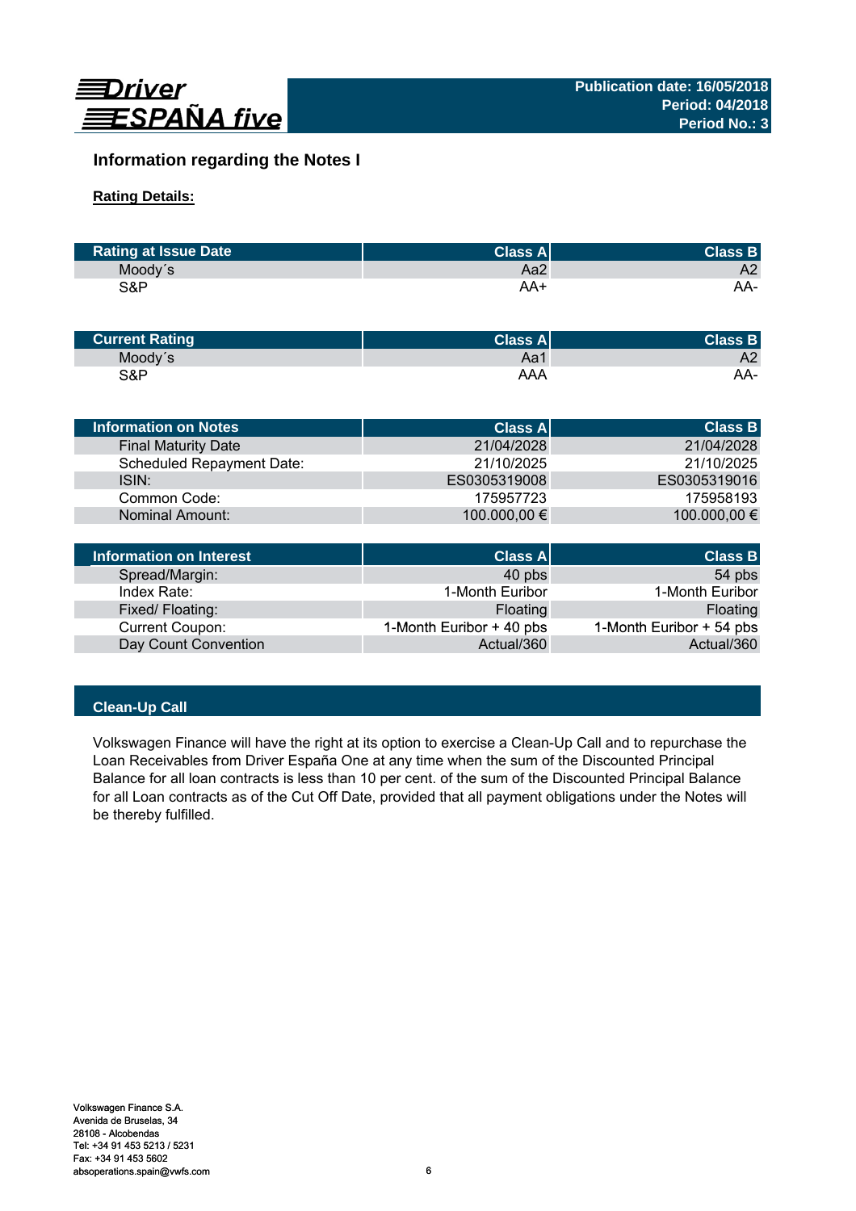## Information regarding the Notes I

**Rating Details:**

| Rating at Issue Date | Class A | Class B |
|---|---|---|
| Moody´s | Aa2 | A2 |
| S&P | AA+ | AA- |

| Current Rating | Class A | Class B |
|---|---|---|
| Moody´s | Aa1 | A2 |
| S&P | AAA | AA- |

| Information on Notes | Class A | Class B |
|---|---|---|
| Final Maturity Date | 21/04/2028 | 21/04/2028 |
| Scheduled Repayment Date: | 21/10/2025 | 21/10/2025 |
| ISIN: | ES0305319008 | ES0305319016 |
| Common Code: | 175957723 | 175958193 |
| Nominal Amount: | 100.000,00 € | 100.000,00 € |

| Information on Interest | Class A | Class B |
|---|---|---|
| Spread/Margin: | 40 pbs | 54 pbs |
| Index Rate: | 1-Month Euribor | 1-Month Euribor |
| Fixed/ Floating: | Floating | Floating |
| Current Coupon: | 1-Month Euribor + 40 pbs | 1-Month Euribor + 54 pbs |
| Day Count Convention | Actual/360 | Actual/360 |

### Clean-Up Call

Volkswagen Finance will have the right at its option to exercise a Clean-Up Call and to repurchase the Loan Receivables from Driver España One at any time when the sum of the Discounted Principal Balance for all loan contracts is less than 10 per cent. of the sum of the Discounted Principal Balance for all Loan contracts as of the Cut Off Date, provided that all payment obligations under the Notes will be thereby fulfilled.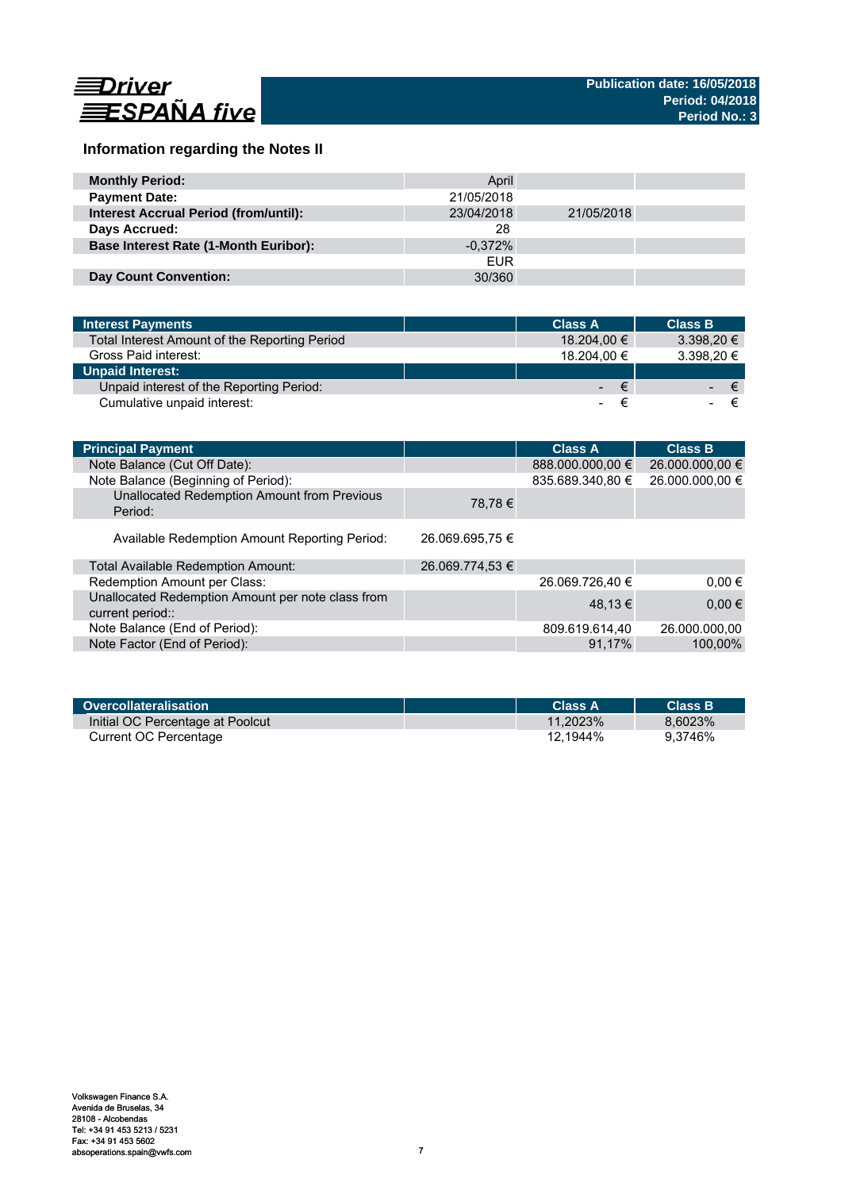## Information regarding the Notes II

| Monthly Period: | April | | |
|---|---|---|---|
| Payment Date: | 21/05/2018 | | |
| Interest Accrual Period (from/until): | 23/04/2018 | 21/05/2018 | |
| Days Accrued: | 28 | | |
| Base Interest Rate (1-Month Euribor): | -0,372% | | |
| | EUR | | |
| Day Count Convention: | 30/360 | | |

| Interest Payments | | Class A | Class B |
|---|---|---|---|
| Total Interest Amount of the Reporting Period | | 18.204,00 € | 3.398,20 € |
| Gross Paid interest: | | 18.204,00 € | 3.398,20 € |
| Unpaid Interest: | | | |
| Unpaid interest of the Reporting Period: | | - € | - € |
| Cumulative unpaid interest: | | - € | - € |

| Principal Payment | | Class A | Class B |
|---|---|---|---|
| Note Balance (Cut Off Date): | | 888.000.000,00 € | 26.000.000,00 € |
| Note Balance (Beginning of Period): | | 835.689.340,80 € | 26.000.000,00 € |
| Unallocated Redemption Amount from Previous Period: | 78,78 € | | |
| Available Redemption Amount Reporting Period: | 26.069.695,75 € | | |
| Total Available Redemption Amount: | 26.069.774,53 € | | |
| Redemption Amount per Class: | | 26.069.726,40 € | 0,00 € |
| Unallocated Redemption Amount per note class from current period:: | | 48,13 € | 0,00 € |
| Note Balance (End of Period): | | 809.619.614,40 | 26.000.000,00 |
| Note Factor (End of Period): | | 91,17% | 100,00% |

| Overcollateralisation | | Class A | Class B |
|---|---|---|---|
| Initial OC Percentage at Poolcut | | 11,2023% | 8,6023% |
| Current OC Percentage | | 12,1944% | 9,3746% |

Volkswagen Finance S.A.
Avenida de Bruselas, 34
28108 - Alcobendas
Tel: +34 91 453 5213 / 5231
Fax: +34 91 453 5602
absoperations.spain@vwfs.com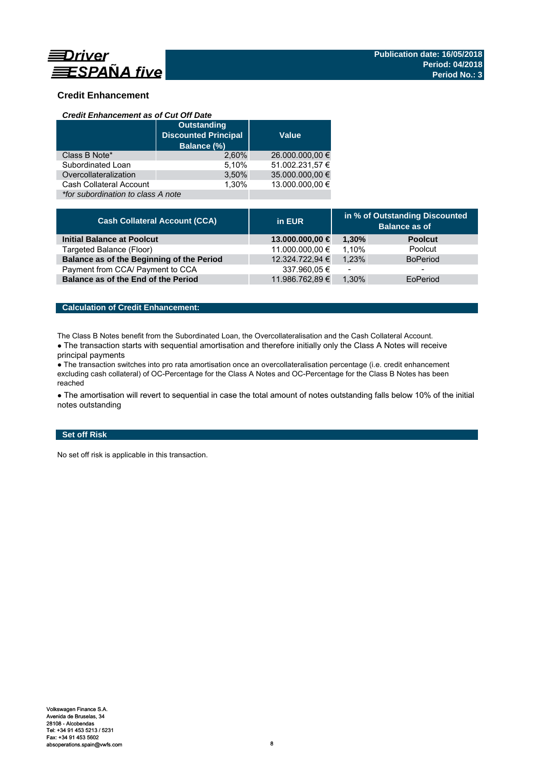## Credit Enhancement

### *Credit Enhancement as of Cut Off Date*

| | Outstanding Discounted Principal Balance (%) | Value |
|---|---|---|
| Class B Note* | 2,60% | 26.000.000,00 € |
| Subordinated Loan | 5,10% | 51.002.231,57 € |
| Overcollateralization | 3,50% | 35.000.000,00 € |
| Cash Collateral Account | 1,30% | 13.000.000,00 € |
| *\*for subordination to class A note* | | |

| Cash Collateral Account (CCA) | in EUR | in % of Outstanding Discounted Balance as of | |
|---|---|---|---|
| **Initial Balance at Poolcut** | **13.000.000,00 €** | **1,30%** | **Poolcut** |
| Targeted Balance (Floor) | 11.000.000,00 € | 1,10% | Poolcut |
| **Balance as of the Beginning of the Period** | 12.324.722,94 € | 1,23% | BoPeriod |
| Payment from CCA/ Payment to CCA | 337.960,05 € | - | - |
| **Balance as of the End of the Period** | 11.986.762,89 € | 1,30% | EoPeriod |

### Calculation of Credit Enhancement:

The Class B Notes benefit from the Subordinated Loan, the Overcollateralisation and the Cash Collateral Account.

● The transaction starts with sequential amortisation and therefore initially only the Class A Notes will receive principal payments

● The transaction switches into pro rata amortisation once an overcollateralisation percentage (i.e. credit enhancement excluding cash collateral) of OC-Percentage for the Class A Notes and OC-Percentage for the Class B Notes has been reached

● The amortisation will revert to sequential in case the total amount of notes outstanding falls below 10% of the initial notes outstanding

### Set off Risk

No set off risk is applicable in this transaction.

Volkswagen Finance S.A.
Avenida de Bruselas, 34
28108 - Alcobendas
Tel: +34 91 453 5213 / 5231
Fax: +34 91 453 5602
absoperations.spain@vwfs.com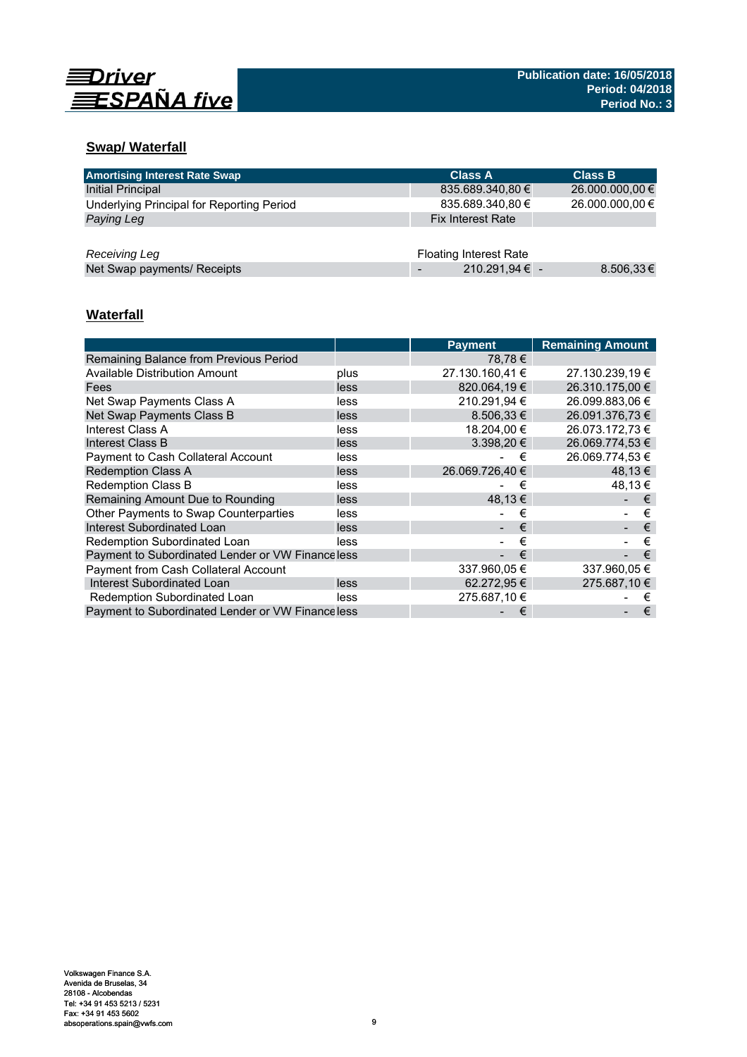## Swap/ Waterfall

| Amortising Interest Rate Swap | Class A | Class B |
|---|---|---|
| Initial Principal | 835.689.340,80 € | 26.000.000,00 € |
| Underlying Principal for Reporting Period | 835.689.340,80 € | 26.000.000,00 € |
| *Paying Leg* | Fix Interest Rate | |
| | | |
| *Receiving Leg* | Floating Interest Rate | |
| Net Swap payments/ Receipts | - 210.291,94 € | - 8.506,33 € |

## Waterfall

| | | Payment | Remaining Amount |
|---|---|---|---|
| Remaining Balance from Previous Period | | 78,78 € | |
| Available Distribution Amount | plus | 27.130.160,41 € | 27.130.239,19 € |
| Fees | less | 820.064,19 € | 26.310.175,00 € |
| Net Swap Payments Class A | less | 210.291,94 € | 26.099.883,06 € |
| Net Swap Payments Class B | less | 8.506,33 € | 26.091.376,73 € |
| Interest Class A | less | 18.204,00 € | 26.073.172,73 € |
| Interest Class B | less | 3.398,20 € | 26.069.774,53 € |
| Payment to Cash Collateral Account | less | - € | 26.069.774,53 € |
| Redemption Class A | less | 26.069.726,40 € | 48,13 € |
| Redemption Class B | less | - € | 48,13 € |
| Remaining Amount Due to Rounding | less | 48,13 € | - € |
| Other Payments to Swap Counterparties | less | - € | - € |
| Interest Subordinated Loan | less | - € | - € |
| Redemption Subordinated Loan | less | - € | - € |
| Payment to Subordinated Lender or VW Finance | less | - € | - € |
| Payment from Cash Collateral Account | | 337.960,05 € | 337.960,05 € |
| Interest Subordinated Loan | less | 62.272,95 € | 275.687,10 € |
| Redemption Subordinated Loan | less | 275.687,10 € | - € |
| Payment to Subordinated Lender or VW Finance | less | - € | - € |

Volkswagen Finance S.A.
Avenida de Bruselas, 34
28108 - Alcobendas
Tel: +34 91 453 5213 / 5231
Fax: +34 91 453 5602
absoperations.spain@vwfs.com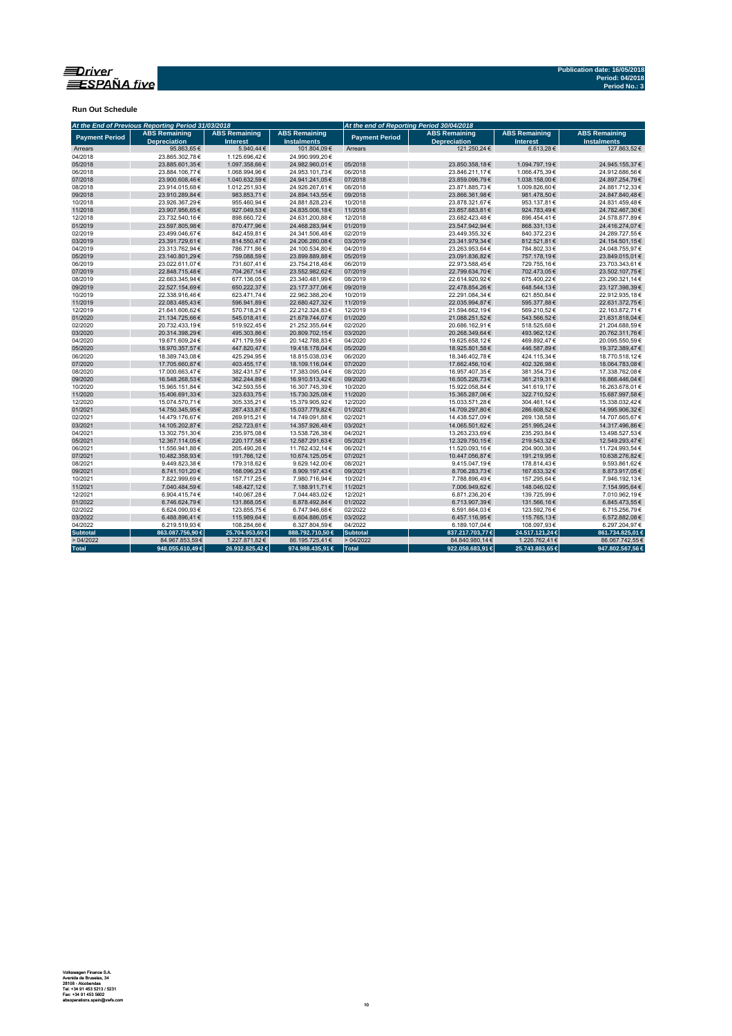Driver ESPAÑA five

Publication date: 16/05/2018
Period: 04/2018
Period No.: 3

**Run Out Schedule**

| At the End of Previous Reporting Period 31/03/2018 | | | | At the end of Reporting Period 30/04/2018 | | | |
|---|---|---|---|---|---|---|---|
| Payment Period | ABS Remaining Depreciation | ABS Remaining Interest | ABS Remaining Instalments | Payment Period | ABS Remaining Depreciation | ABS Remaining Interest | ABS Remaining Instalments |
| Arrears | 95.863,65 € | 5.940,44 € | 101.804,09 € | Arrears | 121.250,24 € | 6.613,28 € | 127.863,52 € |
| 04/2018 | 23.865.302,78 € | 1.125.696,42 € | 24.990.999,20 € | | | | |
| 05/2018 | 23.885.601,35 € | 1.097.358,66 € | 24.982.960,01 € | 05/2018 | 23.850.358,18 € | 1.094.797,19 € | 24.945.155,37 € |
| 06/2018 | 23.884.106,77 € | 1.068.994,96 € | 24.953.101,73 € | 06/2018 | 23.846.211,17 € | 1.066.475,39 € | 24.912.686,56 € |
| 07/2018 | 23.900.608,46 € | 1.040.632,59 € | 24.941.241,05 € | 07/2018 | 23.859.096,79 € | 1.038.158,00 € | 24.897.254,79 € |
| 08/2018 | 23.914.015,68 € | 1.012.251,93 € | 24.926.267,61 € | 08/2018 | 23.871.885,73 € | 1.009.826,60 € | 24.881.712,33 € |
| 09/2018 | 23.910.289,84 € | 983.853,71 € | 24.894.143,55 € | 09/2018 | 23.866.361,98 € | 981.478,50 € | 24.847.840,48 € |
| 10/2018 | 23.926.367,29 € | 955.460,94 € | 24.881.828,23 € | 10/2018 | 23.878.321,67 € | 953.137,81 € | 24.831.459,48 € |
| 11/2018 | 23.907.956,65 € | 927.049,53 € | 24.835.006,18 € | 11/2018 | 23.857.683,81 € | 924.783,49 € | 24.782.467,30 € |
| 12/2018 | 23.732.540,16 € | 898.660,72 € | 24.631.200,88 € | 12/2018 | 23.682.423,48 € | 896.454,41 € | 24.578.877,89 € |
| 01/2019 | 23.597.805,98 € | 870.477,96 € | 24.468.283,94 € | 01/2019 | 23.547.942,94 € | 868.331,13 € | 24.416.274,07 € |
| 02/2019 | 23.499.046,67 € | 842.459,81 € | 24.341.506,48 € | 02/2019 | 23.449.355,32 € | 840.372,23 € | 24.289.727,55 € |
| 03/2019 | 23.391.729,61 € | 814.550,47 € | 24.206.280,08 € | 03/2019 | 23.341.979,34 € | 812.521,81 € | 24.154.501,15 € |
| 04/2019 | 23.313.762,94 € | 786.771,86 € | 24.100.534,80 € | 04/2019 | 23.263.953,64 € | 784.802,33 € | 24.048.755,97 € |
| 05/2019 | 23.140.801,29 € | 759.088,59 € | 23.899.889,88 € | 05/2019 | 23.091.836,82 € | 757.178,19 € | 23.849.015,01 € |
| 06/2019 | 23.022.611,07 € | 731.607,41 € | 23.754.218,48 € | 06/2019 | 22.973.588,45 € | 729.755,16 € | 23.703.343,61 € |
| 07/2019 | 22.848.715,48 € | 704.267,14 € | 23.552.982,62 € | 07/2019 | 22.799.634,70 € | 702.473,05 € | 23.502.107,75 € |
| 08/2019 | 22.663.345,94 € | 677.136,05 € | 23.340.481,99 € | 08/2019 | 22.614.920,92 € | 675.400,22 € | 23.290.321,14 € |
| 09/2019 | 22.527.154,69 € | 650.222,37 € | 23.177.377,06 € | 09/2019 | 22.478.854,26 € | 648.544,13 € | 23.127.398,39 € |
| 10/2019 | 22.338.916,46 € | 623.471,74 € | 22.962.388,20 € | 10/2019 | 22.291.084,34 € | 621.850,84 € | 22.912.935,18 € |
| 11/2019 | 22.083.485,43 € | 596.941,89 € | 22.680.427,32 € | 11/2019 | 22.035.994,87 € | 595.377,88 € | 22.631.372,75 € |
| 12/2019 | 21.641.606,62 € | 570.718,21 € | 22.212.324,83 € | 12/2019 | 21.594.662,19 € | 569.210,52 € | 22.163.872,71 € |
| 01/2020 | 21.134.725,66 € | 545.018,41 € | 21.679.744,07 € | 01/2020 | 21.088.251,52 € | 543.566,52 € | 21.631.818,04 € |
| 02/2020 | 20.732.433,19 € | 519.922,45 € | 21.252.355,64 € | 02/2020 | 20.686.162,91 € | 518.525,68 € | 21.204.688,59 € |
| 03/2020 | 20.314.398,29 € | 495.303,86 € | 20.809.702,15 € | 03/2020 | 20.268.349,64 € | 493.962,12 € | 20.762.311,76 € |
| 04/2020 | 19.671.609,24 € | 471.179,59 € | 20.142.788,83 € | 04/2020 | 19.625.658,12 € | 469.892,47 € | 20.095.550,59 € |
| 05/2020 | 18.970.357,57 € | 447.820,47 € | 19.418.178,04 € | 05/2020 | 18.925.801,58 € | 446.587,89 € | 19.372.389,47 € |
| 06/2020 | 18.389.743,08 € | 425.294,95 € | 18.815.038,03 € | 06/2020 | 18.346.402,78 € | 424.115,34 € | 18.770.518,12 € |
| 07/2020 | 17.705.660,87 € | 403.455,17 € | 18.109.116,04 € | 07/2020 | 17.662.456,10 € | 402.326,98 € | 18.064.783,08 € |
| 08/2020 | 17.000.663,47 € | 382.431,57 € | 17.383.095,04 € | 08/2020 | 16.957.407,35 € | 381.354,73 € | 17.338.762,08 € |
| 09/2020 | 16.548.268,53 € | 362.244,89 € | 16.910.513,42 € | 09/2020 | 16.505.226,73 € | 361.219,31 € | 16.866.446,04 € |
| 10/2020 | 15.965.151,84 € | 342.593,55 € | 16.307.745,39 € | 10/2020 | 15.922.058,84 € | 341.619,17 € | 16.263.678,01 € |
| 11/2020 | 15.406.691,33 € | 323.633,75 € | 15.730.325,08 € | 11/2020 | 15.365.287,06 € | 322.710,52 € | 15.687.997,58 € |
| 12/2020 | 15.074.570,71 € | 305.335,21 € | 15.379.905,92 € | 12/2020 | 15.033.571,28 € | 304.461,14 € | 15.338.032,42 € |
| 01/2021 | 14.750.345,95 € | 287.433,87 € | 15.037.779,82 € | 01/2021 | 14.709.297,80 € | 286.608,52 € | 14.995.906,32 € |
| 02/2021 | 14.479.176,67 € | 269.915,21 € | 14.749.091,88 € | 02/2021 | 14.438.527,09 € | 269.138,58 € | 14.707.665,67 € |
| 03/2021 | 14.105.202,87 € | 252.723,61 € | 14.357.926,48 € | 03/2021 | 14.065.501,62 € | 251.995,24 € | 14.317.496,86 € |
| 04/2021 | 13.302.751,30 € | 235.975,08 € | 13.538.726,38 € | 04/2021 | 13.263.233,69 € | 235.293,84 € | 13.498.527,53 € |
| 05/2021 | 12.367.114,05 € | 220.177,58 € | 12.587.291,63 € | 05/2021 | 12.329.750,15 € | 219.543,32 € | 12.549.293,47 € |
| 06/2021 | 11.556.941,88 € | 205.490,26 € | 11.762.432,14 € | 06/2021 | 11.520.093,16 € | 204.900,38 € | 11.724.993,54 € |
| 07/2021 | 10.482.358,93 € | 191.766,12 € | 10.674.125,05 € | 07/2021 | 10.447.056,87 € | 191.219,95 € | 10.638.276,82 € |
| 08/2021 | 9.449.823,38 € | 179.318,62 € | 9.629.142,00 € | 08/2021 | 9.415.047,19 € | 178.814,43 € | 9.593.861,62 € |
| 09/2021 | 8.741.101,20 € | 168.096,23 € | 8.909.197,43 € | 09/2021 | 8.706.283,73 € | 167.633,32 € | 8.873.917,05 € |
| 10/2021 | 7.822.999,69 € | 157.717,25 € | 7.980.716,94 € | 10/2021 | 7.788.896,49 € | 157.295,64 € | 7.946.192,13 € |
| 11/2021 | 7.040.484,59 € | 148.427,12 € | 7.188.911,71 € | 11/2021 | 7.006.949,62 € | 148.046,02 € | 7.154.995,64 € |
| 12/2021 | 6.904.415,74 € | 140.067,28 € | 7.044.483,02 € | 12/2021 | 6.871.236,20 € | 139.725,99 € | 7.010.962,19 € |
| 01/2022 | 6.746.624,79 € | 131.868,05 € | 6.878.492,84 € | 01/2022 | 6.713.907,39 € | 131.566,16 € | 6.845.473,55 € |
| 02/2022 | 6.624.090,93 € | 123.855,75 € | 6.747.946,68 € | 02/2022 | 6.591.664,03 € | 123.592,76 € | 6.715.256,79 € |
| 03/2022 | 6.488.896,41 € | 115.989,64 € | 6.604.886,05 € | 03/2022 | 6.457.116,95 € | 115.765,13 € | 6.572.882,08 € |
| 04/2022 | 6.219.519,93 € | 108.284,66 € | 6.327.804,59 € | 04/2022 | 6.189.107,04 € | 108.097,93 € | 6.297.204,97 € |
| **Subtotal** | **863.087.756,90 €** | **25.704.953,60 €** | **888.792.710,50 €** | **Subtotal** | **837.217.703,77 €** | **24.517.121,24 €** | **861.734.825,01 €** |
| > 04/2022 | 84.967.853,59 € | 1.227.871,82 € | 86.195.725,41 € | > 04/2022 | 84.840.980,14 € | 1.226.762,41 € | 86.067.742,55 € |
| **Total** | **948.055.610,49 €** | **26.932.825,42 €** | **974.988.435,91 €** | **Total** | **922.058.683,91 €** | **25.743.883,65 €** | **947.802.567,56 €** |

Volkswagen Finance S.A.
Avenida de Bruselas, 34
28108 - Alcobendas
Tel: +34 91 453 5213 / 5231
Fax: +34 91 453 5802
absoperations.spain@vwfs.com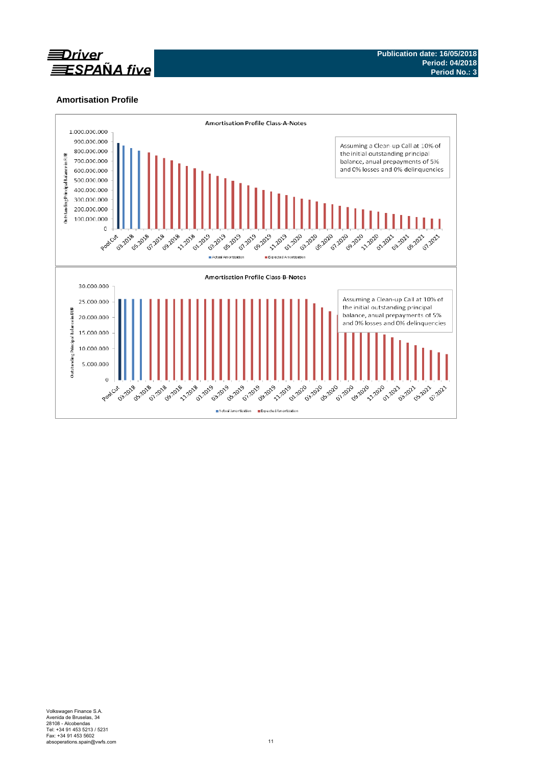**Driver ESPAÑA five**

**Publication date: 16/05/2018**
**Period: 04/2018**
**Period No.: 3**

## Amortisation Profile

### Amortisation Profile Class-A-Notes

Assuming a Clean-up Call at 10% of the initial outstanding principal balance, anual prepayments of 5% and 0% losses and 0% delinquencies

Outstanding Principal Balance in EUR

Actual Amortisation | Expected Amortisation

### Amortisation Profile Class-B-Notes

Assuming a Clean-up Call at 10% of the initial outstanding principal balance, anual prepayments of 5% and 0% losses and 0% delinquencies

Outstanding Principal Balance in EUR

Actual Amortisation | Expected Amortisation

Volkswagen Finance S.A.
Avenida de Bruselas, 34
28108 - Alcobendas
Tel: +34 91 453 5213 / 5231
Fax: +34 91 453 5602
absoperations.spain@vwfs.com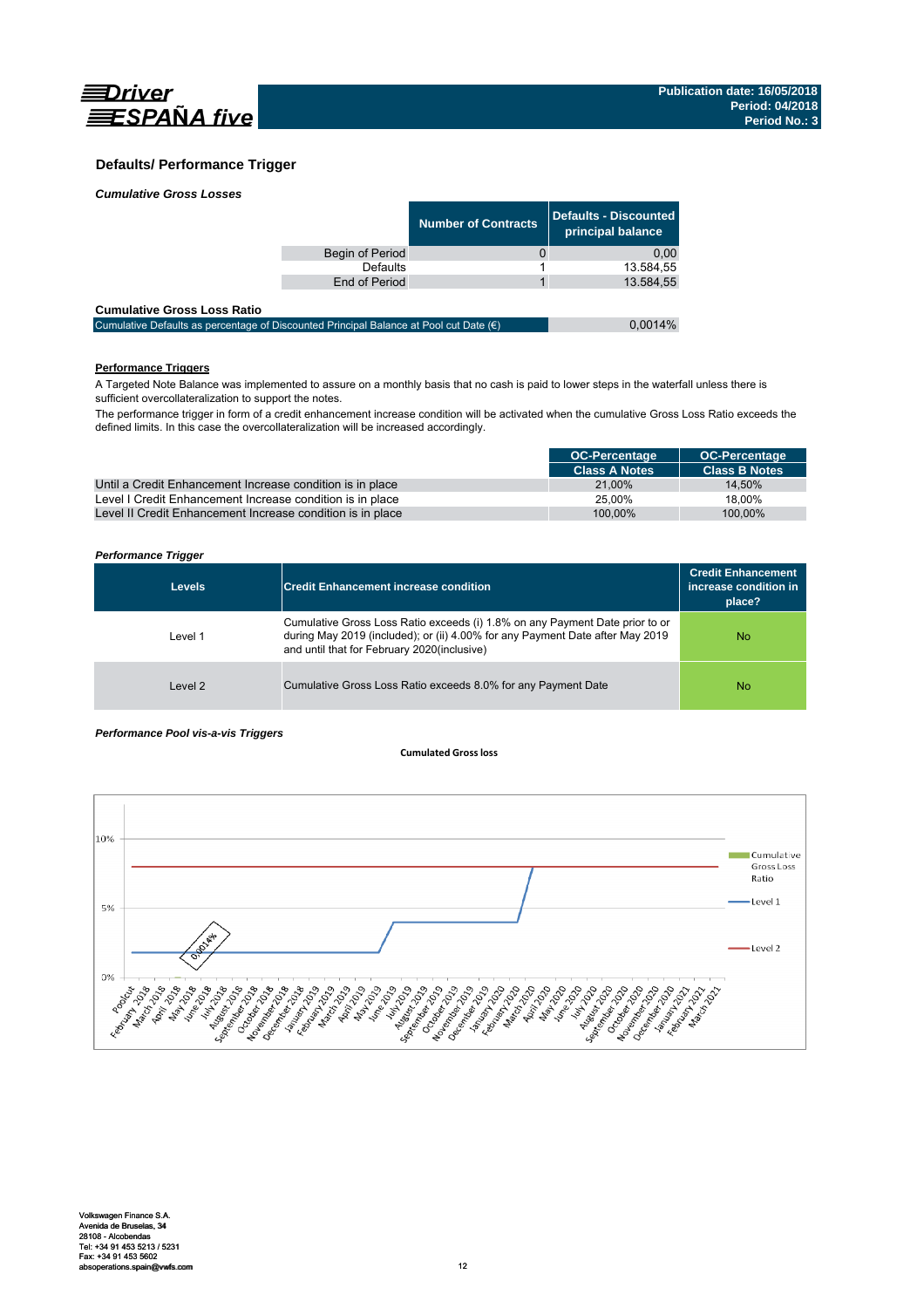## Defaults/ Performance Trigger

***Cumulative Gross Losses***

| | Number of Contracts | Defaults - Discounted principal balance |
|---|---|---|
| Begin of Period | 0 | 0,00 |
| Defaults | 1 | 13.584,55 |
| End of Period | 1 | 13.584,55 |

**Cumulative Gross Loss Ratio**

| | |
|---|---|
| Cumulative Defaults as percentage of Discounted Principal Balance at Pool cut Date (€) | 0,0014% |

**Performance Triggers**

A Targeted Note Balance was implemented to assure on a monthly basis that no cash is paid to lower steps in the waterfall unless there is sufficient overcollateralization to support the notes.

The performance trigger in form of a credit enhancement increase condition will be activated when the cumulative Gross Loss Ratio exceeds the defined limits. In this case the overcollateralization will be increased accordingly.

| | OC-Percentage Class A Notes | OC-Percentage Class B Notes |
|---|---|---|
| Until a Credit Enhancement Increase condition is in place | 21,00% | 14,50% |
| Level I Credit Enhancement Increase condition is in place | 25,00% | 18,00% |
| Level II Credit Enhancement Increase condition is in place | 100,00% | 100,00% |

***Performance Trigger***

| Levels | Credit Enhancement increase condition | Credit Enhancement increase condition in place? |
|---|---|---|
| Level 1 | Cumulative Gross Loss Ratio exceeds (i) 1.8% on any Payment Date prior to or during May 2019 (included); or (ii) 4.00% for any Payment Date after May 2019 and until that for February 2020(inclusive) | No |
| Level 2 | Cumulative Gross Loss Ratio exceeds 8.0% for any Payment Date | No |

***Performance Pool vis-a-vis Triggers***

**Cumulated Gross loss**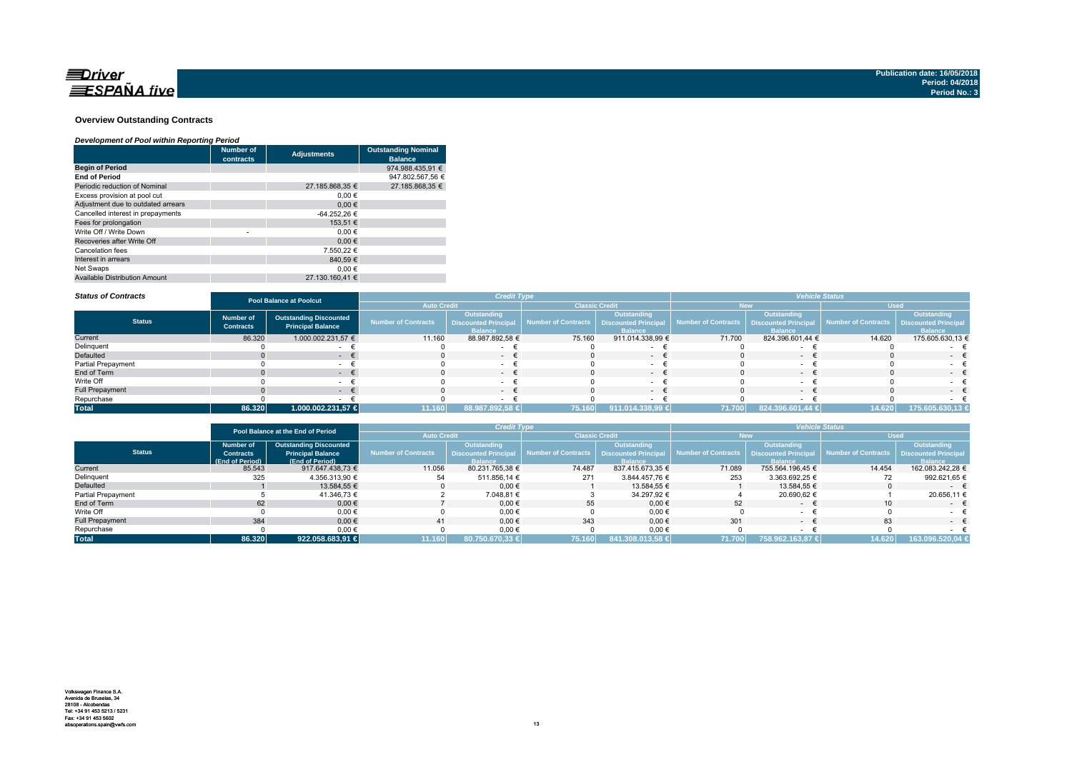## Overview Outstanding Contracts

### *Development of Pool within Reporting Period*

| | Number of contracts | Adjustments | Outstanding Nominal Balance |
|---|---|---|---|
| **Begin of Period** | | | 974.988.435,91 € |
| **End of Period** | | | 947.802.567,56 € |
| Periodic reduction of Nominal | | 27.185.868,35 € | 27.185.868,35 € |
| Excess provision at pool cut | | 0,00 € | |
| Adjustment due to outdated arrears | | 0,00 € | |
| Cancelled interest in prepayments | | -64.252,26 € | |
| Fees for prolongation | | 153,51 € | |
| Write Off / Write Down | - | 0,00 € | |
| Recoveries after Write Off | | 0,00 € | |
| Cancelation fees | | 7.550,22 € | |
| Interest in arrears | | 840,59 € | |
| Net Swaps | | 0,00 € | |
| Available Distribution Amount | | 27.130.160,41 € | |

### *Status of Contracts*

| | Pool Balance at Poolcut | | Credit Type | | | | Vehicle Status | | | |
|---|---|---|---|---|---|---|---|---|---|---|
| | | | Auto Credit | | Classic Credit | | New | | Used | |
| **Status** | Number of Contracts | Outstanding Discounted Principal Balance | Number of Contracts | Outstanding Discounted Principal Balance | Number of Contracts | Outstanding Discounted Principal Balance | Number of Contracts | Outstanding Discounted Principal Balance | Number of Contracts | Outstanding Discounted Principal Balance |
| Current | 86.320 | 1.000.002.231,57 € | 11.160 | 88.987.892,58 € | 75.160 | 911.014.338,99 € | 71.700 | 824.396.601,44 € | 14.620 | 175.605.630,13 € |
| Delinquent | 0 | - € | 0 | - € | 0 | - € | 0 | - € | 0 | - € |
| Defaulted | 0 | - € | 0 | - € | 0 | - € | 0 | - € | 0 | - € |
| Partial Prepayment | 0 | - € | 0 | - € | 0 | - € | 0 | - € | 0 | - € |
| End of Term | 0 | - € | 0 | - € | 0 | - € | 0 | - € | 0 | - € |
| Write Off | 0 | - € | 0 | - € | 0 | - € | 0 | - € | 0 | - € |
| Full Prepayment | 0 | - € | 0 | - € | 0 | - € | 0 | - € | 0 | - € |
| Repurchase | 0 | - € | 0 | - € | 0 | - € | 0 | - € | 0 | - € |
| **Total** | **86.320** | **1.000.002.231,57 €** | **11.160** | **88.987.892,58 €** | **75.160** | **911.014.338,99 €** | **71.700** | **824.396.601,44 €** | **14.620** | **175.605.630,13 €** |

| | Pool Balance at the End of Period | | Credit Type | | | | Vehicle Status | | | |
|---|---|---|---|---|---|---|---|---|---|---|
| | | | Auto Credit | | Classic Credit | | New | | Used | |
| **Status** | Number of Contracts (End of Period) | Outstanding Discounted Principal Balance (End of Period) | Number of Contracts | Outstanding Discounted Principal Balance | Number of Contracts | Outstanding Discounted Principal Balance | Number of Contracts | Outstanding Discounted Principal Balance | Number of Contracts | Outstanding Discounted Principal Balance |
| Current | 85.543 | 917.647.438,73 € | 11.056 | 80.231.765,38 € | 74.487 | 837.415.673,35 € | 71.089 | 755.564.196,45 € | 14.454 | 162.083.242,28 € |
| Delinquent | 325 | 4.356.313,90 € | 54 | 511.856,14 € | 271 | 3.844.457,76 € | 253 | 3.363.692,25 € | 72 | 992.621,65 € |
| Defaulted | 1 | 13.584,55 € | 0 | 0,00 € | 1 | 13.584,55 € | 1 | 13.584,55 € | 0 | - € |
| Partial Prepayment | 5 | 41.346,73 € | 2 | 7.048,81 € | 3 | 34.297,92 € | 4 | 20.690,62 € | 1 | 20.656,11 € |
| End of Term | 62 | 0,00 € | 7 | 0,00 € | 55 | 0,00 € | 52 | - € | 10 | - € |
| Write Off | 0 | 0,00 € | 0 | 0,00 € | 0 | 0,00 € | 0 | - € | 0 | - € |
| Full Prepayment | 384 | 0,00 € | 41 | 0,00 € | 343 | 0,00 € | 301 | - € | 83 | - € |
| Repurchase | 0 | 0,00 € | 0 | 0,00 € | 0 | 0,00 € | 0 | - € | 0 | - € |
| **Total** | **86.320** | **922.058.683,91 €** | **11.160** | **80.750.670,33 €** | **75.160** | **841.308.013,58 €** | **71.700** | **758.962.163,87 €** | **14.620** | **163.096.520,04 €** |

Volkswagen Finance S.A.
Avenida de Bruselas, 34
28108 - Alcobendas
Tel: +34 91 453 5213 / 5231
Fax: +34 91 453 5602
absoperations.spain@vwfs.com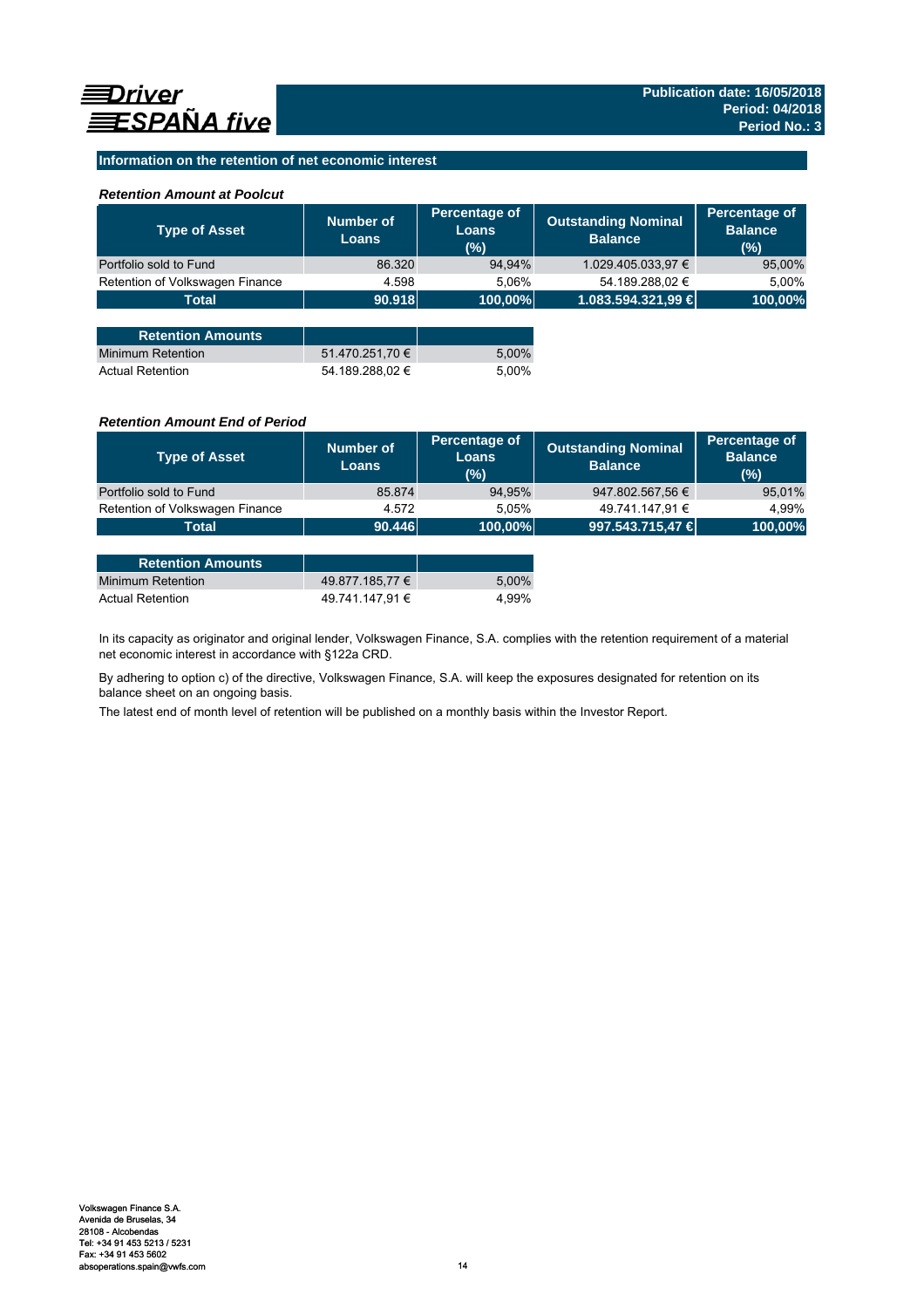## Information on the retention of net economic interest

### *Retention Amount at Poolcut*

| Type of Asset | Number of Loans | Percentage of Loans (%) | Outstanding Nominal Balance | Percentage of Balance (%) |
|---|---|---|---|---|
| Portfolio sold to Fund | 86.320 | 94,94% | 1.029.405.033,97 € | 95,00% |
| Retention of Volkswagen Finance | 4.598 | 5,06% | 54.189.288,02 € | 5,00% |
| **Total** | **90.918** | **100,00%** | **1.083.594.321,99 €** | **100,00%** |

| Retention Amounts | | |
|---|---|---|
| Minimum Retention | 51.470.251,70 € | 5,00% |
| Actual Retention | 54.189.288,02 € | 5,00% |

### *Retention Amount End of Period*

| Type of Asset | Number of Loans | Percentage of Loans (%) | Outstanding Nominal Balance | Percentage of Balance (%) |
|---|---|---|---|---|
| Portfolio sold to Fund | 85.874 | 94,95% | 947.802.567,56 € | 95,01% |
| Retention of Volkswagen Finance | 4.572 | 5,05% | 49.741.147,91 € | 4,99% |
| **Total** | **90.446** | **100,00%** | **997.543.715,47 €** | **100,00%** |

| Retention Amounts | | |
|---|---|---|
| Minimum Retention | 49.877.185,77 € | 5,00% |
| Actual Retention | 49.741.147,91 € | 4,99% |

In its capacity as originator and original lender, Volkswagen Finance, S.A. complies with the retention requirement of a material net economic interest in accordance with §122a CRD.

By adhering to option c) of the directive, Volkswagen Finance, S.A. will keep the exposures designated for retention on its balance sheet on an ongoing basis.

The latest end of month level of retention will be published on a monthly basis within the Investor Report.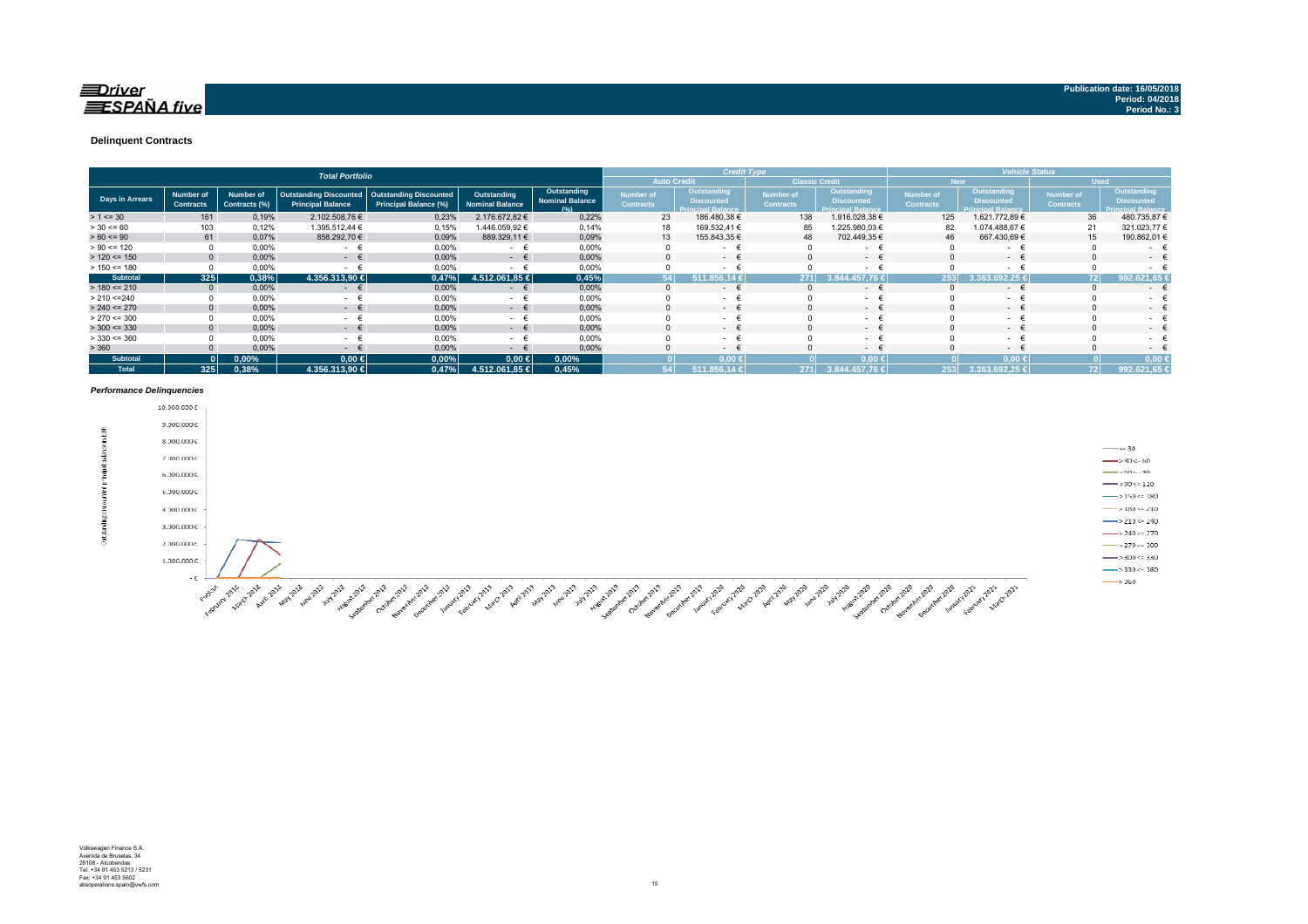Driver ESPAÑA five

Publication date: 16/05/2018
Period: 04/2018
Period No.: 3

### Delinquent Contracts

| Total Portfolio | | | | | | | Credit Type | | | | Vehicle Status | | | |
|---|---|---|---|---|---|---|---|---|---|---|---|---|---|---|
| | | | | | | | Auto Credit | | Classic Credit | | New | | Used | |
| Days in Arrears | Number of Contracts | Number of Contracts (%) | Outstanding Discounted Principal Balance | Outstanding Discounted Principal Balance (%) | Outstanding Nominal Balance | Outstanding Nominal Balance (%) | Number of Contracts | Outstanding Discounted Principal Balance | Number of Contracts | Outstanding Discounted Principal Balance | Number of Contracts | Outstanding Discounted Principal Balance | Number of Contracts | Outstanding Discounted Principal Balance |
| > 1 <= 30 | 161 | 0,19% | 2.102.508,76 € | 0,23% | 2.176.672,82 € | 0,22% | 23 | 186.480,38 € | 138 | 1.916.028,38 € | 125 | 1.621.772,89 € | 36 | 480.735,87 € |
| > 30 <= 60 | 103 | 0,12% | 1.395.512,44 € | 0,15% | 1.446.059,92 € | 0,14% | 18 | 169.532,41 € | 85 | 1.225.980,03 € | 82 | 1.074.488,67 € | 21 | 321.023,77 € |
| > 60 <= 90 | 61 | 0,07% | 858.292,70 € | 0,09% | 889.329,11 € | 0,09% | 13 | 155.843,35 € | 48 | 702.449,35 € | 46 | 667.430,69 € | 15 | 190.862,01 € |
| > 90 <= 120 | 0 | 0,00% | - € | 0,00% | - € | 0,00% | 0 | - € | 0 | - € | 0 | - € | 0 | - € |
| > 120 <= 150 | 0 | 0,00% | - € | 0,00% | - € | 0,00% | 0 | - € | 0 | - € | 0 | - € | 0 | - € |
| > 150 <= 180 | 0 | 0,00% | - € | 0,00% | - € | 0,00% | 0 | - € | 0 | - € | 0 | - € | 0 | - € |
| **Subtotal** | **325** | **0,38%** | **4.356.313,90 €** | **0,47%** | **4.512.061,85 €** | **0,45%** | **54** | **511.856,14 €** | **271** | **3.844.457,76 €** | **253** | **3.363.692,25 €** | **72** | **992.621,65 €** |
| > 180 <= 210 | 0 | 0,00% | - € | 0,00% | - € | 0,00% | 0 | - € | 0 | - € | 0 | - € | 0 | - € |
| > 210 <=240 | 0 | 0,00% | - € | 0,00% | - € | 0,00% | 0 | - € | 0 | - € | 0 | - € | 0 | - € |
| > 240 <= 270 | 0 | 0,00% | - € | 0,00% | - € | 0,00% | 0 | - € | 0 | - € | 0 | - € | 0 | - € |
| > 270 <= 300 | 0 | 0,00% | - € | 0,00% | - € | 0,00% | 0 | - € | 0 | - € | 0 | - € | 0 | - € |
| > 300 <= 330 | 0 | 0,00% | - € | 0,00% | - € | 0,00% | 0 | - € | 0 | - € | 0 | - € | 0 | - € |
| > 330 <= 360 | 0 | 0,00% | - € | 0,00% | - € | 0,00% | 0 | - € | 0 | - € | 0 | - € | 0 | - € |
| > 360 | 0 | 0,00% | - € | 0,00% | - € | 0,00% | 0 | - € | 0 | - € | 0 | - € | 0 | - € |
| **Subtotal** | **0** | **0,00%** | **0,00 €** | **0,00%** | **0,00 €** | **0,00%** | **0** | **0,00 €** | **0** | **0,00 €** | **0** | **0,00 €** | **0** | **0,00 €** |
| **Total** | **325** | **0,38%** | **4.356.313,90 €** | **0,47%** | **4.512.061,85 €** | **0,45%** | **54** | **511.856,14 €** | **271** | **3.844.457,76 €** | **253** | **3.363.692,25 €** | **72** | **992.621,65 €** |

#### *Performance Delinquencies*

Volkswagen Finance S.A.
Avenida de Bruselas, 34
28108 - Alcobendas
Tel: +34 91 453 5213 / 5231
Fax: +34 91 453 5602
absoperations.spain@vwfs.com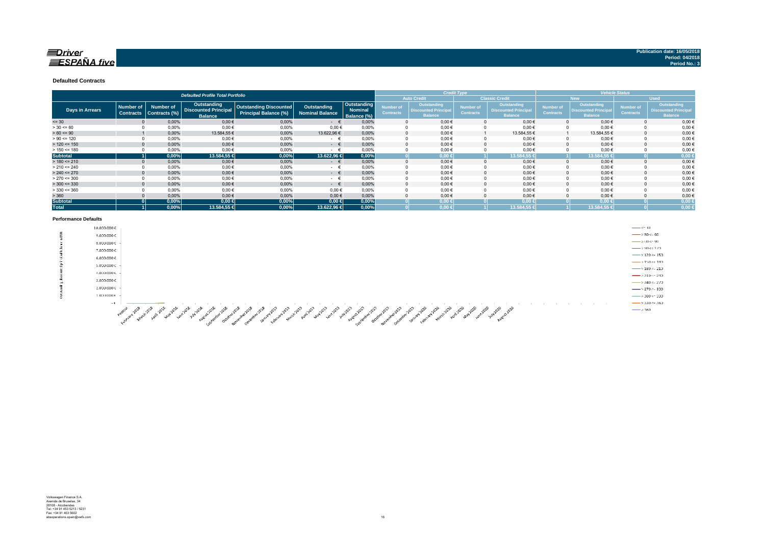**Publication date: 16/05/2018**
**Period: 04/2018**
**Period No.: 3**

### Defaulted Contracts

| Defaulted Profile Total Portfolio | | | | | | | Credit Type | | | | Vehicle Status | | | |
|---|---|---|---|---|---|---|---|---|---|---|---|---|---|---|
| | | | | | | | Auto Credit | | Classic Credit | | New | | Used | |
| Days in Arrears | Number of Contracts | Number of Contracts (%) | Outstanding Discounted Principal Balance | Outstanding Discounted Principal Balance (%) | Outstanding Nominal Balance | Outstanding Nominal Balance (%) | Number of Contracts | Outstanding Discounted Principal Balance | Number of Contracts | Outstanding Discounted Principal Balance | Number of Contracts | Outstanding Discounted Principal Balance | Number of Contracts | Outstanding Discounted Principal Balance |
| <= 30 | 0 | 0,00% | 0,00 € | 0,00% | - € | 0,00% | 0 | 0,00 € | 0 | 0,00 € | 0 | 0,00 € | 0 | 0,00 € |
| > 30 <= 60 | 0 | 0,00% | 0,00 € | 0,00% | 0,00 € | 0,00% | 0 | 0,00 € | 0 | 0,00 € | 0 | 0,00 € | 0 | 0,00 € |
| > 60 <= 90 | 1 | 0,00% | 13.584,55 € | 0,00% | 13.622,96 € | 0,00% | 0 | 0,00 € | 1 | 13.584,55 € | 1 | 13.584,55 € | 0 | 0,00 € |
| > 90 <= 120 | 0 | 0,00% | 0,00 € | 0,00% | - € | 0,00% | 0 | 0,00 € | 0 | 0,00 € | 0 | 0,00 € | 0 | 0,00 € |
| > 120 <= 150 | 0 | 0,00% | 0,00 € | 0,00% | - € | 0,00% | 0 | 0,00 € | 0 | 0,00 € | 0 | 0,00 € | 0 | 0,00 € |
| > 150 <= 180 | 0 | 0,00% | 0,00 € | 0,00% | - € | 0,00% | 0 | 0,00 € | 0 | 0,00 € | 0 | 0,00 € | 0 | 0,00 € |
| **Subtotal** | **1** | **0,00%** | **13.584,55 €** | **0,00%** | **13.622,96 €** | **0,00%** | **0** | **0,00 €** | **1** | **13.584,55 €** | **1** | **13.584,55 €** | **0** | **0,00 €** |
| > 180 <= 210 | 0 | 0,00% | 0,00 € | 0,00% | - € | 0,00% | 0 | 0,00 € | 0 | 0,00 € | 0 | 0,00 € | 0 | 0,00 € |
| > 210 <= 240 | 0 | 0,00% | 0,00 € | 0,00% | - € | 0,00% | 0 | 0,00 € | 0 | 0,00 € | 0 | 0,00 € | 0 | 0,00 € |
| > 240 <= 270 | 0 | 0,00% | 0,00 € | 0,00% | - € | 0,00% | 0 | 0,00 € | 0 | 0,00 € | 0 | 0,00 € | 0 | 0,00 € |
| > 270 <= 300 | 0 | 0,00% | 0,00 € | 0,00% | - € | 0,00% | 0 | 0,00 € | 0 | 0,00 € | 0 | 0,00 € | 0 | 0,00 € |
| > 300 <= 330 | 0 | 0,00% | 0,00 € | 0,00% | - € | 0,00% | 0 | 0,00 € | 0 | 0,00 € | 0 | 0,00 € | 0 | 0,00 € |
| > 330 <= 360 | 0 | 0,00% | 0,00 € | 0,00% | 0,00 € | 0,00% | 0 | 0,00 € | 0 | 0,00 € | 0 | 0,00 € | 0 | 0,00 € |
| > 360 | 0 | 0,00% | 0,00 € | 0,00% | 0,00 € | 0,00% | 0 | 0,00 € | 0 | 0,00 € | 0 | 0,00 € | 0 | 0,00 € |
| **Subtotal** | **0** | **0,00%** | **0,00 €** | **0,00%** | **0,00 €** | **0,00%** | **0** | **0,00 €** | **0** | **0,00 €** | **0** | **0,00 €** | **0** | **0,00 €** |
| **Total** | **1** | **0,00%** | **13.584,55 €** | **0,00%** | **13.622,96 €** | **0,00%** | **0** | **0,00 €** | **1** | **13.584,55 €** | **1** | **13.584,55 €** | **0** | **0,00 €** |

### Performance Defaults

Volkswagen Finance S.A.
Avenida de Bruselas, 34
28108 - Alcobendas
Tel: +34 91 453 5213 / 5231
Fax: +34 91 453 5602
absoperations.spain@vwfs.com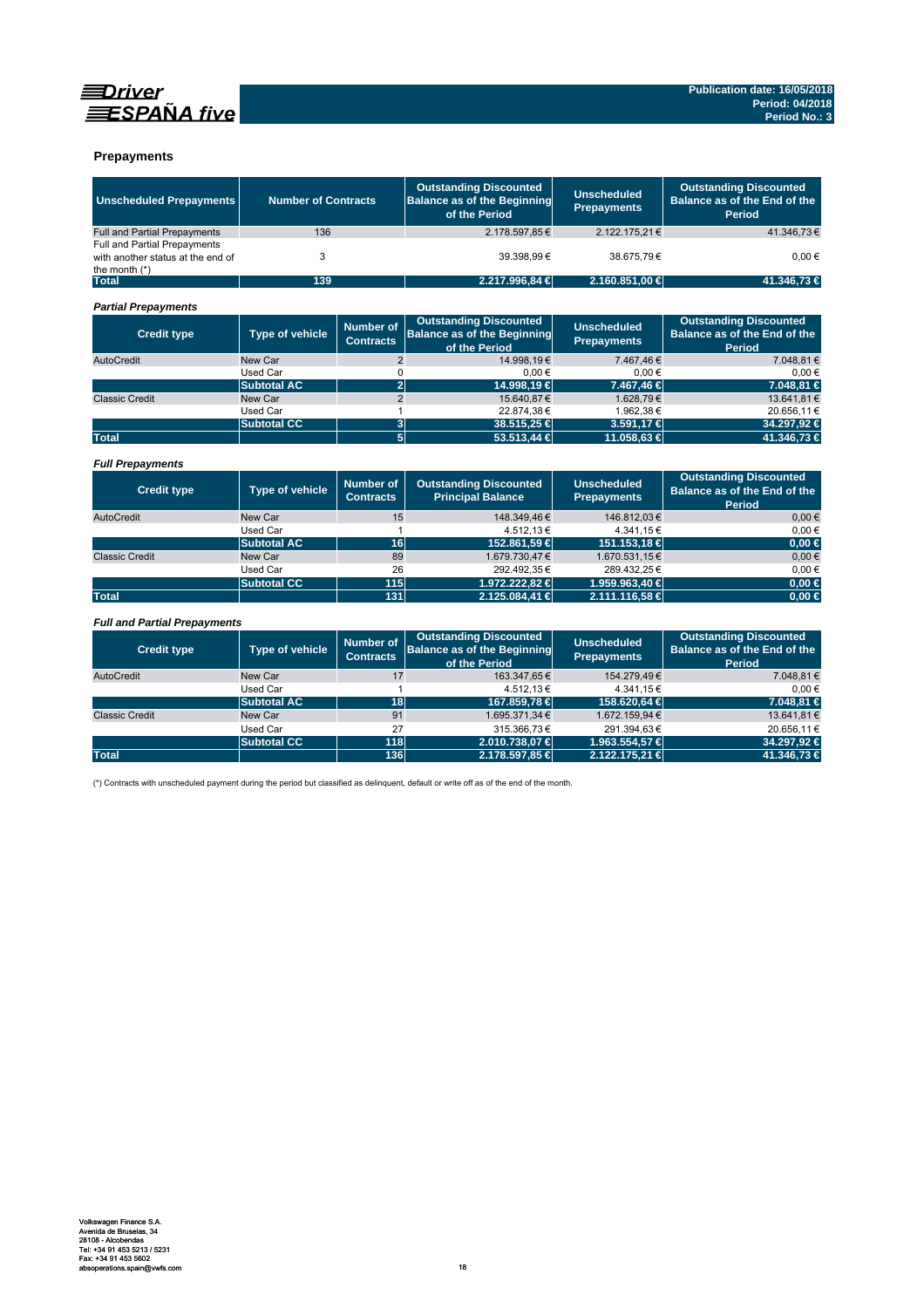Driver ESPAÑA five

Publication date: 16/05/2018
Period: 04/2018
Period No.: 3

## Prepayments

| Unscheduled Prepayments | Number of Contracts | Outstanding Discounted Balance as of the Beginning of the Period | Unscheduled Prepayments | Outstanding Discounted Balance as of the End of the Period |
|---|---|---|---|---|
| Full and Partial Prepayments | 136 | 2.178.597,85 € | 2.122.175,21 € | 41.346,73 € |
| Full and Partial Prepayments with another status at the end of the month (*) | 3 | 39.398,99 € | 38.675,79 € | 0,00 € |
| **Total** | **139** | **2.217.996,84 €** | **2.160.851,00 €** | **41.346,73 €** |

### *Partial Prepayments*

| Credit type | Type of vehicle | Number of Contracts | Outstanding Discounted Balance as of the Beginning of the Period | Unscheduled Prepayments | Outstanding Discounted Balance as of the End of the Period |
|---|---|---|---|---|---|
| AutoCredit | New Car | 2 | 14.998,19 € | 7.467,46 € | 7.048,81 € |
| | Used Car | 0 | 0,00 € | 0,00 € | 0,00 € |
| | **Subtotal AC** | **2** | **14.998,19 €** | **7.467,46 €** | **7.048,81 €** |
| Classic Credit | New Car | 2 | 15.640,87 € | 1.628,79 € | 13.641,81 € |
| | Used Car | 1 | 22.874,38 € | 1.962,38 € | 20.656,11 € |
| | **Subtotal CC** | **3** | **38.515,25 €** | **3.591,17 €** | **34.297,92 €** |
| **Total** | | **5** | **53.513,44 €** | **11.058,63 €** | **41.346,73 €** |

### *Full Prepayments*

| Credit type | Type of vehicle | Number of Contracts | Outstanding Discounted Principal Balance | Unscheduled Prepayments | Outstanding Discounted Balance as of the End of the Period |
|---|---|---|---|---|---|
| AutoCredit | New Car | 15 | 148.349,46 € | 146.812,03 € | 0,00 € |
| | Used Car | 1 | 4.512,13 € | 4.341,15 € | 0,00 € |
| | **Subtotal AC** | **16** | **152.861,59 €** | **151.153,18 €** | **0,00 €** |
| Classic Credit | New Car | 89 | 1.679.730,47 € | 1.670.531,15 € | 0,00 € |
| | Used Car | 26 | 292.492,35 € | 289.432,25 € | 0,00 € |
| | **Subtotal CC** | **115** | **1.972.222,82 €** | **1.959.963,40 €** | **0,00 €** |
| **Total** | | **131** | **2.125.084,41 €** | **2.111.116,58 €** | **0,00 €** |

### *Full and Partial Prepayments*

| Credit type | Type of vehicle | Number of Contracts | Outstanding Discounted Balance as of the Beginning of the Period | Unscheduled Prepayments | Outstanding Discounted Balance as of the End of the Period |
|---|---|---|---|---|---|
| AutoCredit | New Car | 17 | 163.347,65 € | 154.279,49 € | 7.048,81 € |
| | Used Car | 1 | 4.512,13 € | 4.341,15 € | 0,00 € |
| | **Subtotal AC** | **18** | **167.859,78 €** | **158.620,64 €** | **7.048,81 €** |
| Classic Credit | New Car | 91 | 1.695.371,34 € | 1.672.159,94 € | 13.641,81 € |
| | Used Car | 27 | 315.366,73 € | 291.394,63 € | 20.656,11 € |
| | **Subtotal CC** | **118** | **2.010.738,07 €** | **1.963.554,57 €** | **34.297,92 €** |
| **Total** | | **136** | **2.178.597,85 €** | **2.122.175,21 €** | **41.346,73 €** |

(*) Contracts with unscheduled payment during the period but classified as delinquent, default or write off as of the end of the month.

Volkswagen Finance S.A.
Avenida de Bruselas, 34
28108 - Alcobendas
Tel: +34 91 453 5213 / 5231
Fax: +34 91 453 5602
absoperations.spain@vwfs.com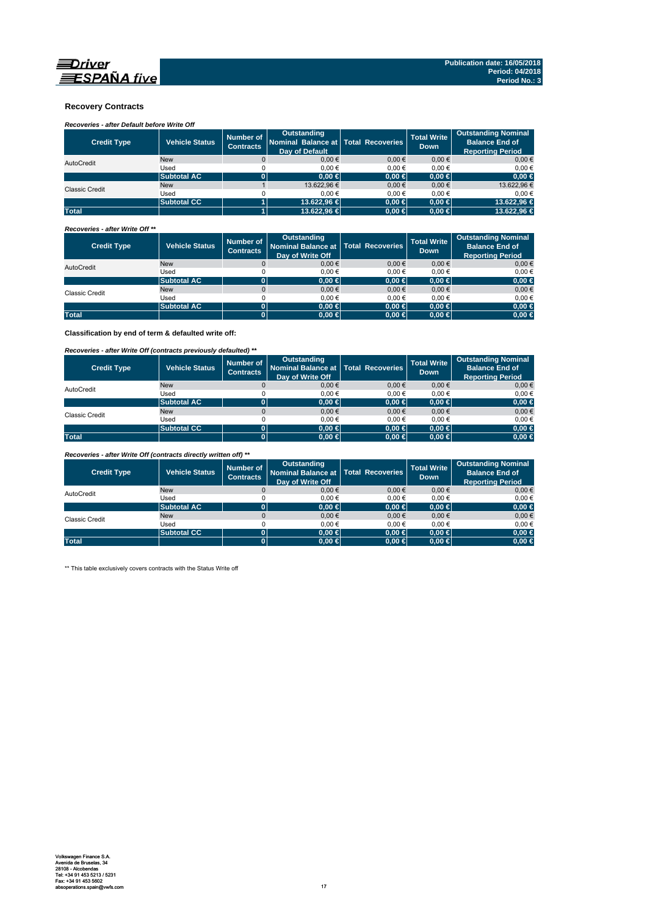## Recovery Contracts

*Recoveries - after Default before Write Off*

| Credit Type | Vehicle Status | Number of Contracts | Outstanding Nominal Balance at Day of Default | Total Recoveries | Total Write Down | Outstanding Nominal Balance End of Reporting Period |
|---|---|---|---|---|---|---|
| AutoCredit | New | 0 | 0,00 € | 0,00 € | 0,00 € | 0,00 € |
| | Used | 0 | 0,00 € | 0,00 € | 0,00 € | 0,00 € |
| | **Subtotal AC** | **0** | **0,00 €** | **0,00 €** | **0,00 €** | **0,00 €** |
| Classic Credit | New | 1 | 13.622,96 € | 0,00 € | 0,00 € | 13.622,96 € |
| | Used | 0 | 0,00 € | 0,00 € | 0,00 € | 0,00 € |
| | **Subtotal CC** | **1** | **13.622,96 €** | **0,00 €** | **0,00 €** | **13.622,96 €** |
| **Total** | | **1** | **13.622,96 €** | **0,00 €** | **0,00 €** | **13.622,96 €** |

*Recoveries - after Write Off \*\**

| Credit Type | Vehicle Status | Number of Contracts | Outstanding Nominal Balance at Day of Write Off | Total Recoveries | Total Write Down | Outstanding Nominal Balance End of Reporting Period |
|---|---|---|---|---|---|---|
| AutoCredit | New | 0 | 0,00 € | 0,00 € | 0,00 € | 0,00 € |
| | Used | 0 | 0,00 € | 0,00 € | 0,00 € | 0,00 € |
| | **Subtotal AC** | **0** | **0,00 €** | **0,00 €** | **0,00 €** | **0,00 €** |
| Classic Credit | New | 0 | 0,00 € | 0,00 € | 0,00 € | 0,00 € |
| | Used | 0 | 0,00 € | 0,00 € | 0,00 € | 0,00 € |
| | **Subtotal AC** | **0** | **0,00 €** | **0,00 €** | **0,00 €** | **0,00 €** |
| **Total** | | **0** | **0,00 €** | **0,00 €** | **0,00 €** | **0,00 €** |

**Classification by end of term & defaulted write off:**

*Recoveries - after Write Off (contracts previously defaulted) \*\**

| Credit Type | Vehicle Status | Number of Contracts | Outstanding Nominal Balance at Day of Write Off | Total Recoveries | Total Write Down | Outstanding Nominal Balance End of Reporting Period |
|---|---|---|---|---|---|---|
| AutoCredit | New | 0 | 0,00 € | 0,00 € | 0,00 € | 0,00 € |
| | Used | 0 | 0,00 € | 0,00 € | 0,00 € | 0,00 € |
| | **Subtotal AC** | **0** | **0,00 €** | **0,00 €** | **0,00 €** | **0,00 €** |
| Classic Credit | New | 0 | 0,00 € | 0,00 € | 0,00 € | 0,00 € |
| | Used | 0 | 0,00 € | 0,00 € | 0,00 € | 0,00 € |
| | **Subtotal CC** | **0** | **0,00 €** | **0,00 €** | **0,00 €** | **0,00 €** |
| **Total** | | **0** | **0,00 €** | **0,00 €** | **0,00 €** | **0,00 €** |

*Recoveries - after Write Off (contracts directly written off) \*\**

| Credit Type | Vehicle Status | Number of Contracts | Outstanding Nominal Balance at Day of Write Off | Total Recoveries | Total Write Down | Outstanding Nominal Balance End of Reporting Period |
|---|---|---|---|---|---|---|
| AutoCredit | New | 0 | 0,00 € | 0,00 € | 0,00 € | 0,00 € |
| | Used | 0 | 0,00 € | 0,00 € | 0,00 € | 0,00 € |
| | **Subtotal AC** | **0** | **0,00 €** | **0,00 €** | **0,00 €** | **0,00 €** |
| Classic Credit | New | 0 | 0,00 € | 0,00 € | 0,00 € | 0,00 € |
| | Used | 0 | 0,00 € | 0,00 € | 0,00 € | 0,00 € |
| | **Subtotal CC** | **0** | **0,00 €** | **0,00 €** | **0,00 €** | **0,00 €** |
| **Total** | | **0** | **0,00 €** | **0,00 €** | **0,00 €** | **0,00 €** |

\*\* This table exclusively covers contracts with the Status Write off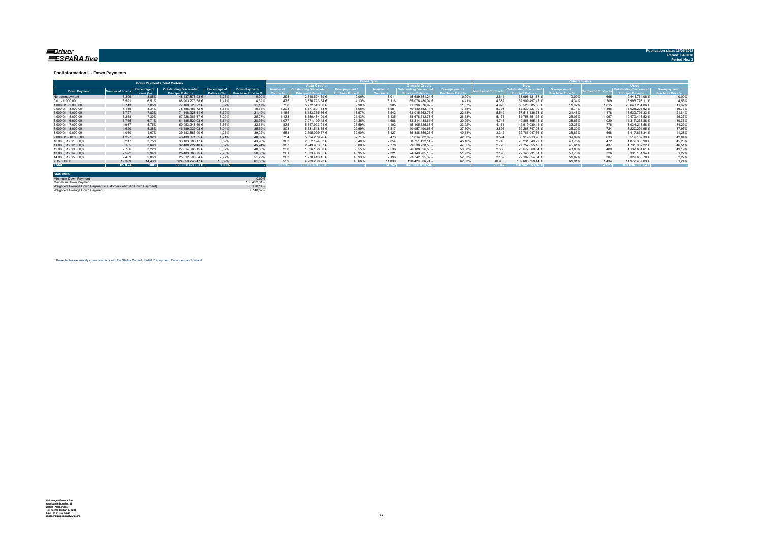**Publication date: 16/05/2018**
**Period: 04/2018**
**Period No.: 3**

### Poolinformation I. - Down Payments

| Down Payments Total Porfolio | | | | | | Credit Type | | | | | | Vehicle Status | | | | | |
|---|---|---|---|---|---|---|---|---|---|---|---|---|---|---|---|---|---|
| | | | | | | Auto Credit | | | Classic Credit | | | New | | | Used | | |
| Down Payment | Number of Loans | Percentage of Loans (%) | Outstanding Discounted Principal Balance | Percentage of Balance (%) | Down Payment/ Purchase Price in % | Number of Contracts | Outstanding Discounted Principal Balance | Downpayment / Purchase Price % | Number of Contracts | Outstanding Discounted Principal Balance | Downpayment / Purchase Price % | Number of Contracts | Outstanding Discounted Principal Balance | Downpayment / Purchase Price % | Number of Contracts | Outstanding Discounted Principal Balance | Downpayment / Purchase Price % |
| No downpayment | 3.309 | 3,85% | 48.437.875,93 € | 5,25% | 0,00% | 298 | 2.748.524,69 € | 0,00% | 3.011 | 45.689.351,24 € | 0,00% | 2.644 | 38.996.121,87 € | 0,00% | 665 | 9.441.754,06 € | 0,00% |
| 0,01 - 1.000,00 | 5.591 | 6,51% | 68.903.273,58 € | 7,47% | 4,39% | 475 | 3.826.793,54 € | 4,13% | 5.116 | 65.076.480,04 € | 4,41% | 4.382 | 52.909.497,47 € | 4,34% | 1.209 | 15.993.776,11 € | 4,55% |
| 1.000,01 - 2.000,00 | 6.743 | 7,85% | 77.168.620,22 € | 8,37% | 11,17% | 758 | 5.772.543,30 € | 9,90% | 5.985 | 71.396.076,92 € | 11,37% | 4.928 | 56.528.385,36 € | 11,02% | 1.815 | 20.640.234,86 € | 11,62% |
| 2.000,01 - 3.000,00 | 7.159 | 8,34% | 78.858.453,72 € | 8,55% | 16,74% | 1.208 | 8.677.601,58 € | 15,08% | 5.951 | 70.180.852,14 € | 17,15% | 5.793 | 62.830.227,10 € | 16,74% | 1.366 | 16.028.226,62 € | 16,73% |
| 3.000,01 - 4.000,00 | 6.727 | 7,83% | 71.148.928,11 € | 7,72% | 21,49% | 1.185 | 8.133.365,36 € | 18,97% | 5.542 | 63.015.562,75 € | 22,13% | 5.549 | 57.518.136,78 € | 21,46% | 1.178 | 13.630.791,33 € | 21,64% |
| 4.000,01 - 5.000,00 | 6.268 | 7,30% | 67.228.966,87 € | 7,29% | 25,27% | 1.133 | 8.550.454,09 € | 21,43% | 5.135 | 58.678.512,78 € | 26,33% | 5.171 | 54.758.551,35 € | 25,07% | 1.097 | 12.470.415,52 € | 26,27% |
| 5.000,01 - 6.000,00 | 5.765 | 6,71% | 61.185.629,03 € | 6,64% | 28,95% | 1.077 | 7.971.190,42 € | 24,36% | 4.688 | 53.214.438,61 € | 30,29% | 4.745 | 49.868.395,15 € | 28,67% | 1.020 | 11.317.233,88 € | 30,36% |
| 6.000,01 - 7.000,00 | 4.937 | 5,75% | 50.953.248,69 € | 5,53% | 32,64% | 835 | 5.847.923,04 € | 27,59% | 4.102 | 45.105.325,65 € | 33,92% | 4.161 | 42.919.030,11 € | 32,35% | 776 | 8.034.218,58 € | 34,29% |
| 7.000,01 - 8.000,00 | 4.620 | 5,38% | 46.489.039,03 € | 5,04% | 35,69% | 803 | 5.531.548,35 € | 29,69% | 3.817 | 40.957.490,68 € | 37,30% | 3.896 | 39.268.747,08 € | 35,30% | 724 | 7.220.291,95 € | 37,97% |
| 8.000,01 - 9.000,00 | 4.010 | 4,67% | 39.183.885,90 € | 4,25% | 39,22% | 583 | 3.795.029,67 € | 32,60% | 3.427 | 35.388.856,23 € | 40,64% | 3.342 | 32.766.047,56 € | 38,83% | 668 | 6.417.838,34 € | 41,28% |
| 9.000,01 - 10.000,00 | 4.227 | 4,92% | 43.439.071,35 € | 4,71% | 40,39% | 754 | 5.624.269,26 € | 32,71% | 3.473 | 37.814.802,09 € | 42,60% | 3.594 | 36.919.913,96 € | 39,99% | 633 | 6.519.157,39 € | 42,84% |
| 10.000,01 - 11.000,00 | 3.217 | 3,75% | 33.103.686,17 € | 3,59% | 43,96% | 363 | 2.352.194,03 € | 36,40% | 2.854 | 30.751.492,14 € | 45,16% | 2.745 | 28.231.349,27 € | 43,75% | 472 | 4.872.336,90 € | 45,23% |
| 11.000,01 - 12.000,00 | 3.165 | 3,69% | 32.488.222,40 € | 3,52% | 45,74% | 387 | 2.949.983,87 € | 36,00% | 2.778 | 29.538.238,53 € | 47,55% | 2.728 | 27.752.855,18 € | 45,61% | 437 | 4.735.367,22 € | 46,51% |
| 12.000,01 - 13.000,00 | 2.766 | 3,22% | 27.814.665,15 € | 3,02% | 48,86% | 230 | 1.626.138,60 € | 38,55% | 2.536 | 26.188.526,55 € | 50,08% | 2.366 | 23.677.060,54 € | 48,80% | 400 | 4.137.604,61 € | 49,19% |
| 13.000,01 - 14.000,00 | 2.522 | 2,94% | 25.483.363,75 € | 2,76% | 50,83% | 201 | 1.333.458,65 € | 40,95% | 2.321 | 24.149.905,10 € | 51,93% | 2.196 | 22.148.231,81 € | 50,78% | 326 | 3.335.131,94 € | 51,22% |
| 14.000,01 - 15.000,00 | 2.459 | 2,86% | 25.512.508,54 € | 2,77% | 51,22% | 263 | 1.770.413,15 € | 40,93% | 2.196 | 23.742.095,39 € | 52,83% | 2.152 | 22.182.854,84 € | 51,07% | 307 | 3.329.653,70 € | 52,27% |
| > 15.000,00 | 12.389 | 14,43% | 124.659.245,47 € | 13,52% | 61,83% | 559 | 4.239.238,73 € | 45,66% | 11.830 | 120.420.006,74 € | 62,83% | 10.955 | 109.686.758,44 € | 61,91% | 1.434 | 14.972.487,03 € | 61,24% |
| **Total** | **85.874** | **100%** | **922.058.683,91 €** | **100%** | **-** | **11.112** | **80.750.670,33 €** | **-** | **74.762** | **841.308.013,58 €** | **-** | **71.347** | **758.962.163,87 €** | **-** | **14.527** | **163.096.520,04 €** | **-** |

| Statistics | |
|---|---|
| Minimum Down Payment | 0,00 € |
| Maximum Down Payment | 100.422,31 € |
| Weighted Average Down Payment (Customers who did Down Payment) | 8.178,14 € |
| Weighted Average Down Payment | 7.748,52 € |

* These tables exclusively cover contracts with the Status Current, Partial Prepayment, Delinquent and Default

Volkswagen Finance S.A.
Avenida de Bruselas, 34
28108 - Alcobendas
Tel: +34 91 453 5213 / 5231
Fax: +34 91 453 5602
absoperations.spain@vwfs.com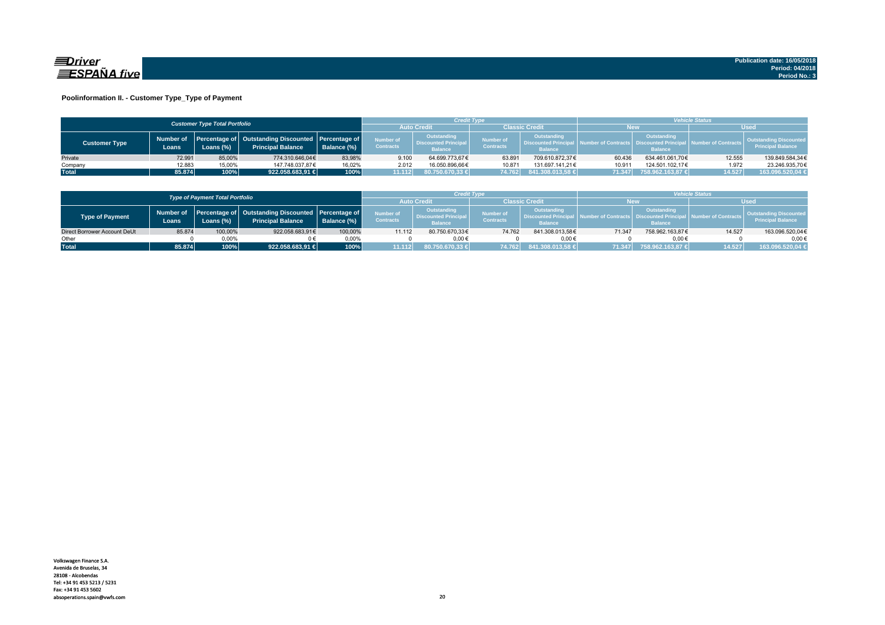Publication date: 16/05/2018
Period: 04/2018
Period No.: 3

### Poolinformation II. - Customer Type_Type of Payment

| Customer Type Total Portfolio | | | | | Credit Type | | | | Vehicle Status | | | |
|---|---|---|---|---|---|---|---|---|---|---|---|---|
| | | | | | Auto Credit | | Classic Credit | | New | | Used | |
| Customer Type | Number of Loans | Percentage of Loans (%) | Outstanding Discounted Principal Balance | Percentage of Balance (%) | Number of Contracts | Outstanding Discounted Principal Balance | Number of Contracts | Outstanding Discounted Principal Balance | Number of Contracts | Outstanding Discounted Principal Balance | Number of Contracts | Outstanding Discounted Principal Balance |
| Private | 72.991 | 85,00% | 774.310.646,04€ | 83,98% | 9.100 | 64.699.773,67€ | 63.891 | 709.610.872,37€ | 60.436 | 634.461.061,70€ | 12.555 | 139.849.584,34€ |
| Company | 12.883 | 15,00% | 147.748.037,87€ | 16,02% | 2.012 | 16.050.896,66€ | 10.871 | 131.697.141,21€ | 10.911 | 124.501.102,17€ | 1.972 | 23.246.935,70€ |
| **Total** | **85.874** | **100%** | **922.058.683,91 €** | **100%** | **11.112** | **80.750.670,33 €** | **74.762** | **841.308.013,58 €** | **71.347** | **758.962.163,87 €** | **14.527** | **163.096.520,04 €** |

| Type of Payment Total Portfolio | | | | | Credit Type | | | | Vehicle Status | | | |
|---|---|---|---|---|---|---|---|---|---|---|---|---|
| | | | | | Auto Credit | | Classic Credit | | New | | Used | |
| Type of Payment | Number of Loans | Percentage of Loans (%) | Outstanding Discounted Principal Balance | Percentage of Balance (%) | Number of Contracts | Outstanding Discounted Principal Balance | Number of Contracts | Outstanding Discounted Principal Balance | Number of Contracts | Outstanding Discounted Principal Balance | Number of Contracts | Outstanding Discounted Principal Balance |
| Direct Borrower Account DeUt | 85.874 | 100,00% | 922.058.683,91€ | 100,00% | 11.112 | 80.750.670,33€ | 74.762 | 841.308.013,58€ | 71.347 | 758.962.163,87€ | 14.527 | 163.096.520,04€ |
| Other | 0 | 0,00% | 0 € | 0,00% | 0 | 0,00 € | 0 | 0,00 € | 0 | 0,00 € | 0 | 0,00 € |
| **Total** | **85.874** | **100%** | **922.058.683,91 €** | **100%** | **11.112** | **80.750.670,33 €** | **74.762** | **841.308.013,58 €** | **71.347** | **758.962.163,87 €** | **14.527** | **163.096.520,04 €** |

Volkswagen Finance S.A.
Avenida de Bruselas, 34
28108 - Alcobendas
Tel: +34 91 453 5213 / 5231
Fax: +34 91 453 5602
absoperations.spain@vwfs.com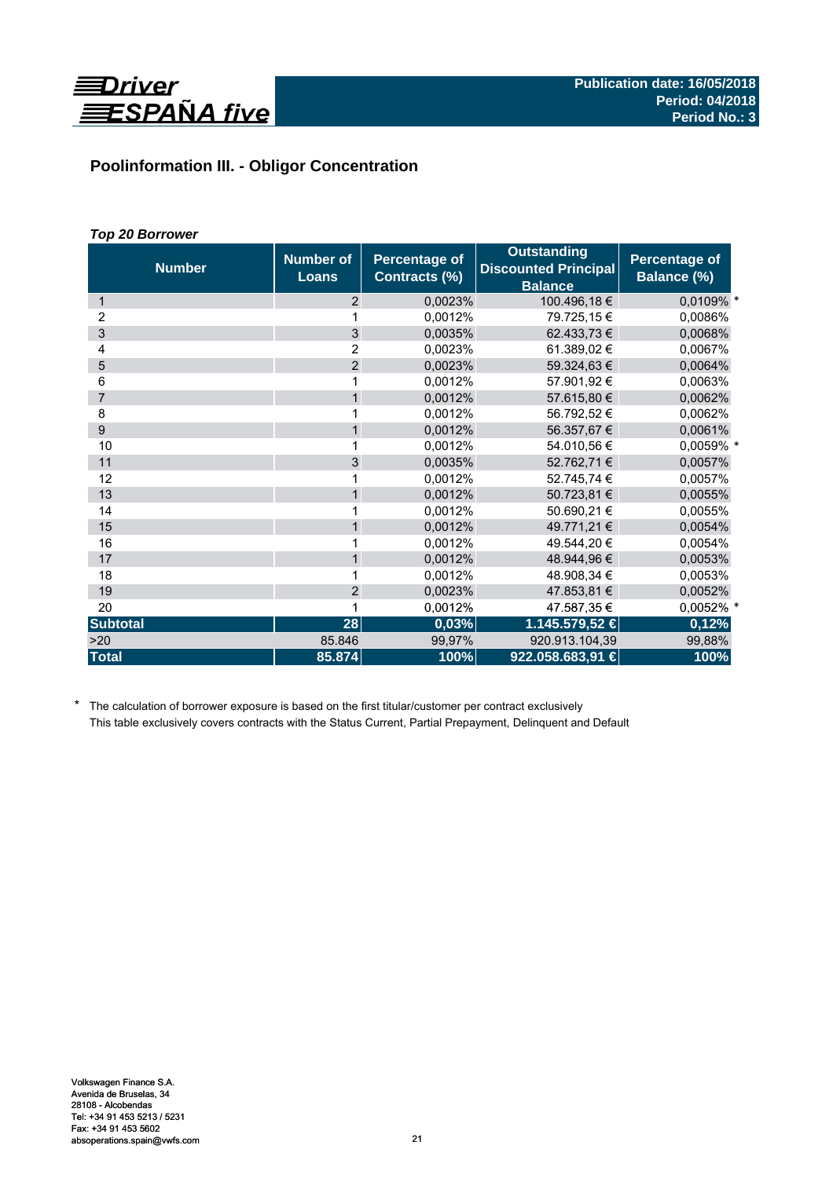## Poolinformation III. - Obligor Concentration

### *Top 20 Borrower*

| Number | Number of Loans | Percentage of Contracts (%) | Outstanding Discounted Principal Balance | Percentage of Balance (%) |
|---|---|---|---|---|
| 1 | 2 | 0,0023% | 100.496,18 € | 0,0109% * |
| 2 | 1 | 0,0012% | 79.725,15 € | 0,0086% |
| 3 | 3 | 0,0035% | 62.433,73 € | 0,0068% |
| 4 | 2 | 0,0023% | 61.389,02 € | 0,0067% |
| 5 | 2 | 0,0023% | 59.324,63 € | 0,0064% |
| 6 | 1 | 0,0012% | 57.901,92 € | 0,0063% |
| 7 | 1 | 0,0012% | 57.615,80 € | 0,0062% |
| 8 | 1 | 0,0012% | 56.792,52 € | 0,0062% |
| 9 | 1 | 0,0012% | 56.357,67 € | 0,0061% |
| 10 | 1 | 0,0012% | 54.010,56 € | 0,0059% * |
| 11 | 3 | 0,0035% | 52.762,71 € | 0,0057% |
| 12 | 1 | 0,0012% | 52.745,74 € | 0,0057% |
| 13 | 1 | 0,0012% | 50.723,81 € | 0,0055% |
| 14 | 1 | 0,0012% | 50.690,21 € | 0,0055% |
| 15 | 1 | 0,0012% | 49.771,21 € | 0,0054% |
| 16 | 1 | 0,0012% | 49.544,20 € | 0,0054% |
| 17 | 1 | 0,0012% | 48.944,96 € | 0,0053% |
| 18 | 1 | 0,0012% | 48.908,34 € | 0,0053% |
| 19 | 2 | 0,0023% | 47.853,81 € | 0,0052% |
| 20 | 1 | 0,0012% | 47.587,35 € | 0,0052% * |
| **Subtotal** | **28** | **0,03%** | **1.145.579,52 €** | **0,12%** |
| >20 | 85.846 | 99,97% | 920.913.104,39 | 99,88% |
| **Total** | **85.874** | **100%** | **922.058.683,91 €** | **100%** |

\* The calculation of borrower exposure is based on the first titular/customer per contract exclusively
This table exclusively covers contracts with the Status Current, Partial Prepayment, Delinquent and Default

Volkswagen Finance S.A.
Avenida de Bruselas, 34
28108 - Alcobendas
Tel: +34 91 453 5213 / 5231
Fax: +34 91 453 5602
absoperations.spain@vwfs.com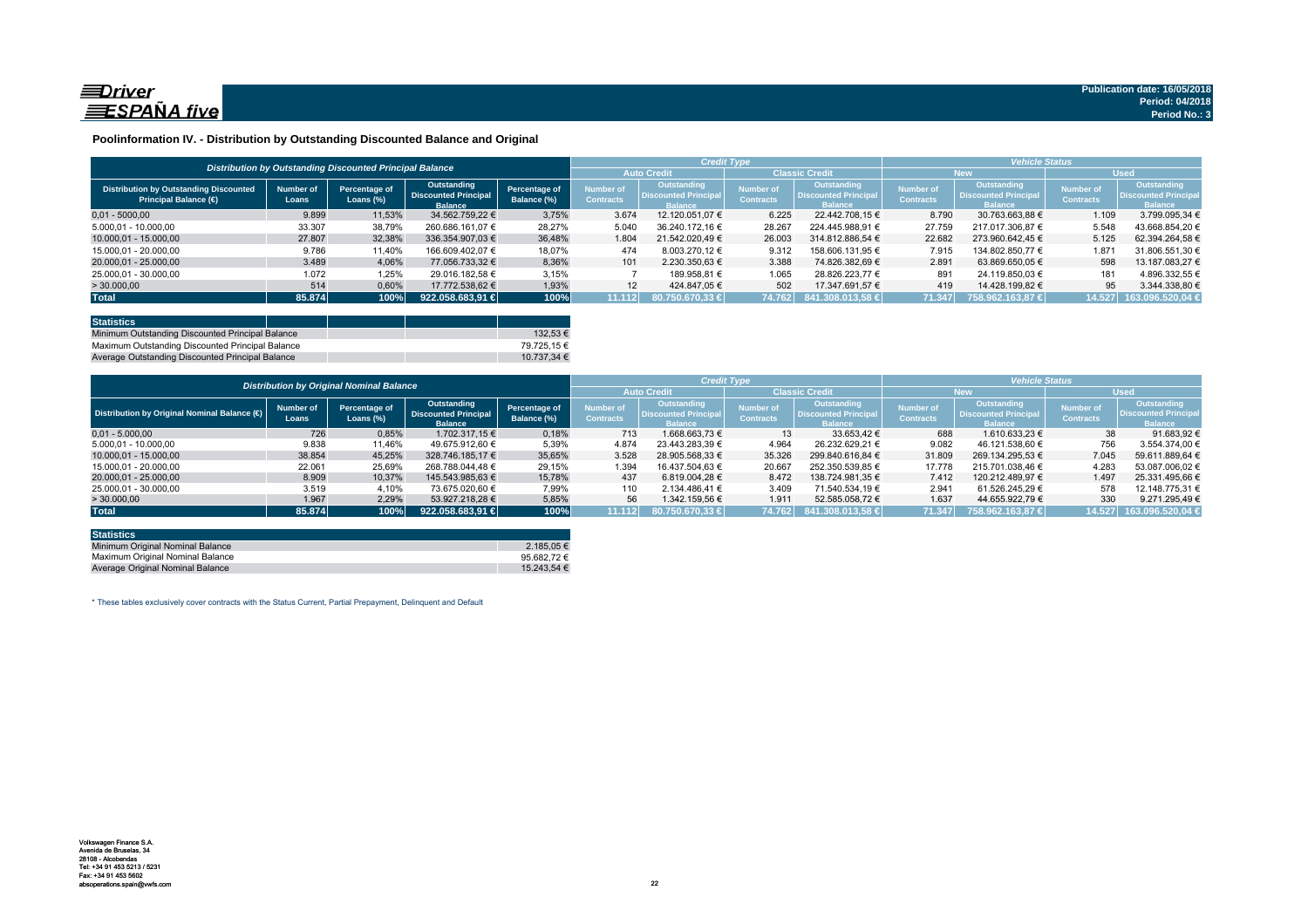Driver ESPAÑA five

Publication date: 16/05/2018
Period: 04/2018
Period No.: 3

## Poolinformation IV. - Distribution by Outstanding Discounted Balance and Original

| Distribution by Outstanding Discounted Principal Balance | | | | | Credit Type | | | | Vehicle Status | | | |
|---|---|---|---|---|---|---|---|---|---|---|---|---|
| | | | | | Auto Credit | | Classic Credit | | New | | Used | |
| Distribution by Outstanding Discounted Principal Balance (€) | Number of Loans | Percentage of Loans (%) | Outstanding Discounted Principal Balance | Percentage of Balance (%) | Number of Contracts | Outstanding Discounted Principal Balance | Number of Contracts | Outstanding Discounted Principal Balance | Number of Contracts | Outstanding Discounted Principal Balance | Number of Contracts | Outstanding Discounted Principal Balance |
| 0,01 - 5.000,00 | 9.899 | 11,53% | 34.562.759,22 € | 3,75% | 3.674 | 12.120.051,07 € | 6.225 | 22.442.708,15 € | 8.790 | 30.763.663,88 € | 1.109 | 3.799.095,34 € |
| 5.000,01 - 10.000,00 | 33.307 | 38,79% | 260.686.161,07 € | 28,27% | 5.040 | 36.240.172,16 € | 28.267 | 224.445.988,91 € | 27.759 | 217.017.306,87 € | 5.548 | 43.668.854,20 € |
| 10.000,01 - 15.000,00 | 27.807 | 32,38% | 336.354.907,03 € | 36,48% | 1.804 | 21.542.020,49 € | 26.003 | 314.812.886,54 € | 22.682 | 273.960.642,45 € | 5.125 | 62.394.264,58 € |
| 15.000,01 - 20.000,00 | 9.786 | 11,40% | 166.609.402,07 € | 18,07% | 474 | 8.003.270,12 € | 9.312 | 158.606.131,95 € | 7.915 | 134.802.850,77 € | 1.871 | 31.806.551,30 € |
| 20.000,01 - 25.000,00 | 3.489 | 4,06% | 77.056.733,32 € | 8,36% | 101 | 2.230.350,63 € | 3.388 | 74.826.382,69 € | 2.891 | 63.869.650,05 € | 598 | 13.187.083,27 € |
| 25.000,01 - 30.000,00 | 1.072 | 1,25% | 29.016.182,58 € | 3,15% | 7 | 189.958,81 € | 1.065 | 28.826.223,77 € | 891 | 24.119.850,03 € | 181 | 4.896.332,55 € |
| > 30.000,00 | 514 | 0,60% | 17.772.538,62 € | 1,93% | 12 | 424.847,05 € | 502 | 17.347.691,57 € | 419 | 14.428.199,82 € | 95 | 3.344.338,80 € |
| **Total** | **85.874** | **100%** | **922.058.683,91 €** | **100%** | **11.112** | **80.750.670,33 €** | **74.762** | **841.308.013,58 €** | **71.347** | **758.962.163,87 €** | **14.527** | **163.096.520,04 €** |

| Statistics | |
|---|---|
| Minimum Outstanding Discounted Principal Balance | 132,53 € |
| Maximum Outstanding Discounted Principal Balance | 79.725,15 € |
| Average Outstanding Discounted Principal Balance | 10.737,34 € |

| Distribution by Original Nominal Balance | | | | | Credit Type | | | | Vehicle Status | | | |
|---|---|---|---|---|---|---|---|---|---|---|---|---|
| | | | | | Auto Credit | | Classic Credit | | New | | Used | |
| Distribution by Original Nominal Balance (€) | Number of Loans | Percentage of Loans (%) | Outstanding Discounted Principal Balance | Percentage of Balance (%) | Number of Contracts | Outstanding Discounted Principal Balance | Number of Contracts | Outstanding Discounted Principal Balance | Number of Contracts | Outstanding Discounted Principal Balance | Number of Contracts | Outstanding Discounted Principal Balance |
| 0,01 - 5.000,00 | 726 | 0,85% | 1.702.317,15 € | 0,18% | 713 | 1.668.663,73 € | 13 | 33.653,42 € | 688 | 1.610.633,23 € | 38 | 91.683,92 € |
| 5.000,01 - 10.000,00 | 9.838 | 11,46% | 49.675.912,60 € | 5,39% | 4.874 | 23.443.283,39 € | 4.964 | 26.232.629,21 € | 9.082 | 46.121.538,60 € | 756 | 3.554.374,00 € |
| 10.000,01 - 15.000,00 | 38.854 | 45,25% | 328.746.185,17 € | 35,65% | 3.528 | 28.905.568,33 € | 35.326 | 299.840.616,84 € | 31.809 | 269.134.295,53 € | 7.045 | 59.611.889,64 € |
| 15.000,01 - 20.000,00 | 22.061 | 25,69% | 268.788.044,48 € | 29,15% | 1.394 | 16.437.504,63 € | 20.667 | 252.350.539,85 € | 17.778 | 215.701.038,46 € | 4.283 | 53.087.006,02 € |
| 20.000,01 - 25.000,00 | 8.909 | 10,37% | 145.543.985,63 € | 15,78% | 437 | 6.819.004,28 € | 8.472 | 138.724.981,35 € | 7.412 | 120.212.489,97 € | 1.497 | 25.331.495,66 € |
| 25.000,01 - 30.000,00 | 3.519 | 4,10% | 73.675.020,60 € | 7,99% | 110 | 2.134.486,41 € | 3.409 | 71.540.534,19 € | 2.941 | 61.526.245,29 € | 578 | 12.148.775,31 € |
| > 30.000,00 | 1.967 | 2,29% | 53.927.218,28 € | 5,85% | 56 | 1.342.159,56 € | 1.911 | 52.585.058,72 € | 1.637 | 44.655.922,79 € | 330 | 9.271.295,49 € |
| **Total** | **85.874** | **100%** | **922.058.683,91 €** | **100%** | **11.112** | **80.750.670,33 €** | **74.762** | **841.308.013,58 €** | **71.347** | **758.962.163,87 €** | **14.527** | **163.096.520,04 €** |

| Statistics | |
|---|---|
| Minimum Original Nominal Balance | 2.185,05 € |
| Maximum Original Nominal Balance | 95.682,72 € |
| Average Original Nominal Balance | 15.243,54 € |

* These tables exclusively cover contracts with the Status Current, Partial Prepayment, Delinquent and Default

Volkswagen Finance S.A.
Avenida de Bruselas, 34
28108 - Alcobendas
Tel: +34 91 453 5213 / 5231
Fax: +34 91 453 5602
absoperations.spain@vwfs.com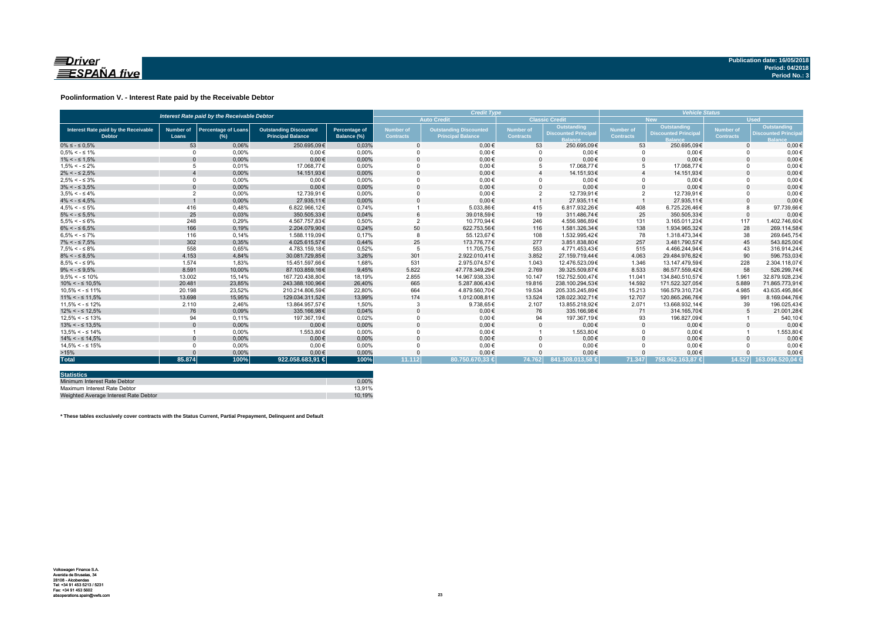Publication date: 16/05/2018
Period: 04/2018
Period No.: 3

## Poolinformation V. - Interest Rate paid by the Receivable Debtor

| Interest Rate paid by the Receivable Debtor | | | | | Credit Type | | | | Vehicle Status | | | |
|---|---|---|---|---|---|---|---|---|---|---|---|---|
| | | | | | Auto Credit | | Classic Credit | | New | | Used | |
| Interest Rate paid by the Receivable Debtor | Number of Loans | Percentage of Loans (%) | Outstanding Discounted Principal Balance | Percentage of Balance (%) | Number of Contracts | Outstanding Discounted Principal Balance | Number of Contracts | Outstanding Discounted Principal Balance | Number of Contracts | Outstanding Discounted Principal Balance | Number of Contracts | Outstanding Discounted Principal Balance |
| 0% ≤ - ≤ 0,5% | 53 | 0,06% | 250.695,09€ | 0,03% | 0 | 0,00€ | 53 | 250.695,09€ | 53 | 250.695,09€ | 0 | 0,00€ |
| 0,5% < - ≤ 1% | 0 | 0,00% | 0,00€ | 0,00% | 0 | 0,00€ | 0 | 0,00€ | 0 | 0,00€ | 0 | 0,00€ |
| 1% < - ≤ 1,5% | 0 | 0,00% | 0,00€ | 0,00% | 0 | 0,00€ | 0 | 0,00€ | 0 | 0,00€ | 0 | 0,00€ |
| 1,5% < - ≤ 2% | 5 | 0,01% | 17.068,77€ | 0,00% | 0 | 0,00€ | 5 | 17.068,77€ | 5 | 17.068,77€ | 0 | 0,00€ |
| 2% < - ≤ 2,5% | 4 | 0,00% | 14.151,93€ | 0,00% | 0 | 0,00€ | 4 | 14.151,93€ | 4 | 14.151,93€ | 0 | 0,00€ |
| 2,5% < - ≤ 3% | 0 | 0,00% | 0,00€ | 0,00% | 0 | 0,00€ | 0 | 0,00€ | 0 | 0,00€ | 0 | 0,00€ |
| 3% < - ≤ 3,5% | 0 | 0,00% | 0,00€ | 0,00% | 0 | 0,00€ | 0 | 0,00€ | 0 | 0,00€ | 0 | 0,00€ |
| 3,5% < - ≤ 4% | 2 | 0,00% | 12.739,91€ | 0,00% | 0 | 0,00€ | 2 | 12.739,91€ | 2 | 12.739,91€ | 0 | 0,00€ |
| 4% < - ≤ 4,5% | 1 | 0,00% | 27.935,11€ | 0,00% | 0 | 0,00€ | 1 | 27.935,11€ | 1 | 27.935,11€ | 0 | 0,00€ |
| 4,5% < - ≤ 5% | 416 | 0,48% | 6.822.966,12€ | 0,74% | 1 | 5.033,86€ | 415 | 6.817.932,26€ | 408 | 6.725.226,46€ | 8 | 97.739,66€ |
| 5% < - ≤ 5,5% | 25 | 0,03% | 350.505,33€ | 0,04% | 6 | 39.018,59€ | 19 | 311.486,74€ | 25 | 350.505,33€ | 0 | 0,00€ |
| 5,5% < - ≤ 6% | 248 | 0,29% | 4.567.757,83€ | 0,50% | 2 | 10.770,94€ | 246 | 4.556.986,89€ | 131 | 3.165.011,23€ | 117 | 1.402.746,60€ |
| 6% < - ≤ 6,5% | 166 | 0,19% | 2.204.079,90€ | 0,24% | 50 | 622.753,56€ | 116 | 1.581.326,34€ | 138 | 1.934.965,32€ | 28 | 269.114,58€ |
| 6,5% < - ≤ 7% | 116 | 0,14% | 1.588.119,09€ | 0,17% | 8 | 55.123,67€ | 108 | 1.532.995,42€ | 78 | 1.318.473,34€ | 38 | 269.645,75€ |
| 7% < - ≤ 7,5% | 302 | 0,35% | 4.025.615,57€ | 0,44% | 25 | 173.776,77€ | 277 | 3.851.838,80€ | 257 | 3.481.790,57€ | 45 | 543.825,00€ |
| 7,5% < - ≤ 8% | 558 | 0,65% | 4.783.159,18€ | 0,52% | 5 | 11.705,75€ | 553 | 4.771.453,43€ | 515 | 4.466.244,94€ | 43 | 316.914,24€ |
| 8% < - ≤ 8,5% | 4.153 | 4,84% | 30.081.729,85€ | 3,26% | 301 | 2.922.010,41€ | 3.852 | 27.159.719,44€ | 4.063 | 29.484.976,82€ | 90 | 596.753,03€ |
| 8,5% < - ≤ 9% | 1.574 | 1,83% | 15.451.597,66€ | 1,68% | 531 | 2.975.074,57€ | 1.043 | 12.476.523,09€ | 1.346 | 13.147.479,59€ | 228 | 2.304.118,07€ |
| 9% < - ≤ 9,5% | 8.591 | 10,00% | 87.103.859,16€ | 9,45% | 5.822 | 47.778.349,29€ | 2.769 | 39.325.509,87€ | 8.533 | 86.577.559,42€ | 58 | 526.299,74€ |
| 9,5% < - ≤ 10% | 13.002 | 15,14% | 167.720.438,80€ | 18,19% | 2.855 | 14.967.938,33€ | 10.147 | 152.752.500,47€ | 11.041 | 134.840.510,57€ | 1.961 | 32.879.928,23€ |
| 10% < - ≤ 10,5% | 20.481 | 23,85% | 243.388.100,96€ | 26,40% | 665 | 5.287.806,43€ | 19.816 | 238.100.294,53€ | 14.592 | 171.522.327,05€ | 5.889 | 71.865.773,91€ |
| 10,5% < - ≤ 11% | 20.198 | 23,52% | 210.214.806,59€ | 22,80% | 664 | 4.879.560,70€ | 19.534 | 205.335.245,89€ | 15.213 | 166.579.310,73€ | 4.985 | 43.635.495,86€ |
| 11% < - ≤ 11,5% | 13.698 | 15,95% | 129.034.311,52€ | 13,99% | 174 | 1.012.008,81€ | 13.524 | 128.022.302,71€ | 12.707 | 120.865.266,76€ | 991 | 8.169.044,76€ |
| 11,5% < - ≤ 12% | 2.110 | 2,46% | 13.864.957,57€ | 1,50% | 3 | 9.738,65€ | 2.107 | 13.855.218,92€ | 2.071 | 13.668.932,14€ | 39 | 196.025,43€ |
| 12% < - ≤ 12,5% | 76 | 0,09% | 335.166,98€ | 0,04% | 0 | 0,00€ | 76 | 335.166,98€ | 71 | 314.165,70€ | 5 | 21.001,28€ |
| 12,5% < - ≤ 13% | 94 | 0,11% | 197.367,19€ | 0,02% | 0 | 0,00€ | 94 | 197.367,19€ | 93 | 196.827,09€ | 1 | 540,10€ |
| 13% < - ≤ 13,5% | 0 | 0,00% | 0,00€ | 0,00% | 0 | 0,00€ | 0 | 0,00€ | 0 | 0,00€ | 0 | 0,00€ |
| 13,5% < - ≤ 14% | 1 | 0,00% | 1.553,80€ | 0,00% | 0 | 0,00€ | 1 | 1.553,80€ | 0 | 0,00€ | 1 | 1.553,80€ |
| 14% < - ≤ 14,5% | 0 | 0,00% | 0,00€ | 0,00% | 0 | 0,00€ | 0 | 0,00€ | 0 | 0,00€ | 0 | 0,00€ |
| 14,5% < - ≤ 15% | 0 | 0,00% | 0,00€ | 0,00% | 0 | 0,00€ | 0 | 0,00€ | 0 | 0,00€ | 0 | 0,00€ |
| >15% | 0 | 0,00% | 0,00€ | 0,00% | 0 | 0,00€ | 0 | 0,00€ | 0 | 0,00€ | 0 | 0,00€ |
| **Total** | **85.874** | **100%** | **922.058.683,91 €** | **100%** | **11.112** | **80.750.670,33 €** | **74.762** | **841.308.013,58 €** | **71.347** | **758.962.163,87 €** | **14.527** | **163.096.520,04 €** |

| Statistics | |
|---|---|
| Minimum Interest Rate Debtor | 0,00% |
| Maximum Interest Rate Debtor | 13,91% |
| Weighted Average Interest Rate Debtor | 10,19% |

**\* These tables exclusively cover contracts with the Status Current, Partial Prepayment, Delinquent and Default**

Volkswagen Finance S.A.
Avenida de Bruselas, 34
28108 - Alcobendas
Tel: +34 91 453 5213 / 5231
Fax: +34 91 453 5602
absoperations.spain@vwfs.com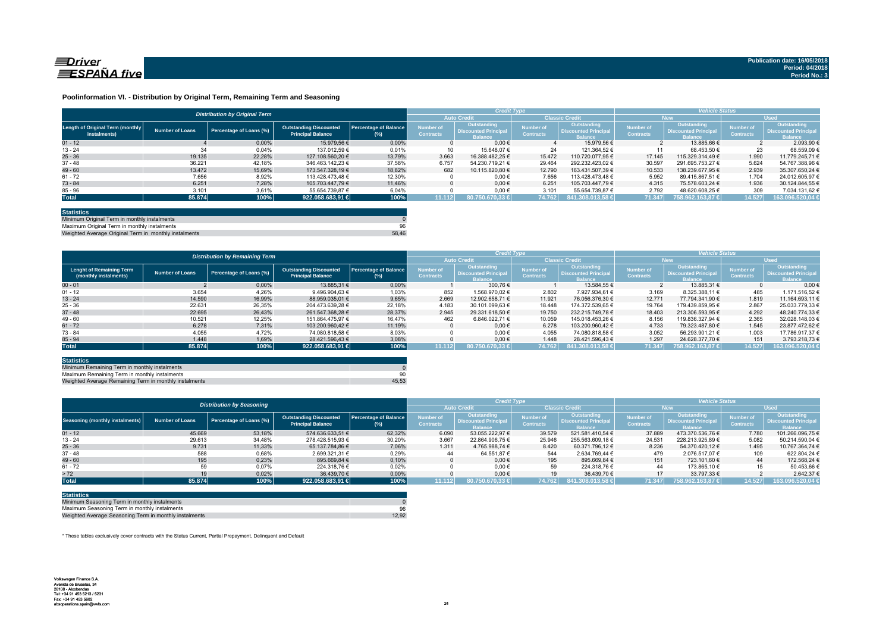Driver ESPAÑA five

Publication date: 16/05/2018
Period: 04/2018
Period No.: 3

## Poolinformation VI. - Distribution by Original Term, Remaining Term and Seasoning

| Distribution by Original Term | | | | | Credit Type | | | | Vehicle Status | | | |
|---|---|---|---|---|---|---|---|---|---|---|---|---|
| | | | | | Auto Credit | | Classic Credit | | New | | Used | |
| Length of Original Term (monthly instalments) | Number of Loans | Percentage of Loans (%) | Outstanding Discounted Principal Balance | Percentage of Balance (%) | Number of Contracts | Outstanding Discounted Principal Balance | Number of Contracts | Outstanding Discounted Principal Balance | Number of Contracts | Outstanding Discounted Principal Balance | Number of Contracts | Outstanding Discounted Principal Balance |
| 01 - 12 | 4 | 0,00% | 15.979,56 € | 0,00% | 0 | 0,00 € | 4 | 15.979,56 € | 2 | 13.885,66 € | 2 | 2.093,90 € |
| 13 - 24 | 34 | 0,04% | 137.012,59 € | 0,01% | 10 | 15.648,07 € | 24 | 121.364,52 € | 11 | 68.453,50 € | 23 | 68.559,09 € |
| 25 - 36 | 19.135 | 22,28% | 127.108.560,20 € | 13,79% | 3.663 | 16.388.482,25 € | 15.472 | 110.720.077,95 € | 17.145 | 115.329.314,49 € | 1.990 | 11.779.245,71 € |
| 37 - 48 | 36.221 | 42,18% | 346.463.142,23 € | 37,58% | 6.757 | 54.230.719,21 € | 29.464 | 292.232.423,02 € | 30.597 | 291.695.753,27 € | 5.624 | 54.767.388,96 € |
| 49 - 60 | 13.472 | 15,69% | 173.547.328,19 € | 18,82% | 682 | 10.115.820,80 € | 12.790 | 163.431.507,39 € | 10.533 | 138.239.677,95 € | 2.939 | 35.307.650,24 € |
| 61 - 72 | 7.656 | 8,92% | 113.428.473,48 € | 12,30% | 0 | 0,00 € | 7.656 | 113.428.473,48 € | 5.952 | 89.415.867,51 € | 1.704 | 24.012.605,97 € |
| 73 - 84 | 6.251 | 7,28% | 105.703.447,79 € | 11,46% | 0 | 0,00 € | 6.251 | 105.703.447,79 € | 4.315 | 75.578.603,24 € | 1.936 | 30.124.844,55 € |
| 85 - 96 | 3.101 | 3,61% | 55.654.739,87 € | 6,04% | 0 | 0,00 € | 3.101 | 55.654.739,87 € | 2.792 | 48.620.608,25 € | 309 | 7.034.131,62 € |
| **Total** | **85.874** | **100%** | **922.058.683,91 €** | **100%** | **11.112** | **80.750.670,33 €** | **74.762** | **841.308.013,58 €** | **71.347** | **758.962.163,87 €** | **14.527** | **163.096.520,04 €** |

| Statistics | |
|---|---|
| Minimum Original Term in monthly instalments | 0 |
| Maximum Original Term in monthly instalments | 96 |
| Weighted Average Original Term in monthly instalments | 58,46 |

| Distribution by Remaining Term | | | | | Credit Type | | | | Vehicle Status | | | |
|---|---|---|---|---|---|---|---|---|---|---|---|---|
| | | | | | Auto Credit | | Classic Credit | | New | | Used | |
| Lenght of Remaining Term (monthly instalments) | Number of Loans | Percentage of Loans (%) | Outstanding Discounted Principal Balance | Percentage of Balance (%) | Number of Contracts | Outstanding Discounted Principal Balance | Number of Contracts | Outstanding Discounted Principal Balance | Number of Contracts | Outstanding Discounted Principal Balance | Number of Contracts | Outstanding Discounted Principal Balance |
| 00 - 01 | 2 | 0,00% | 13.885,31 € | 0,00% | 1 | 300,76 € | 1 | 13.584,55 € | 2 | 13.885,31 € | 0 | 0,00 € |
| 01 - 12 | 3.654 | 4,26% | 9.496.904,63 € | 1,03% | 852 | 1.568.970,02 € | 2.802 | 7.927.934,61 € | 3.169 | 8.325.388,11 € | 485 | 1.171.516,52 € |
| 13 - 24 | 14.590 | 16,99% | 88.959.035,01 € | 9,65% | 2.669 | 12.902.658,71 € | 11.921 | 76.056.376,30 € | 12.771 | 77.794.341,90 € | 1.819 | 11.164.693,11 € |
| 25 - 36 | 22.631 | 26,35% | 204.473.639,28 € | 22,18% | 4.183 | 30.101.099,63 € | 18.448 | 174.372.539,65 € | 19.764 | 179.439.859,95 € | 2.867 | 25.033.779,33 € |
| 37 - 48 | 22.695 | 26,43% | 261.547.368,28 € | 28,37% | 2.945 | 29.331.618,50 € | 19.750 | 232.215.749,78 € | 18.403 | 213.306.593,95 € | 4.292 | 48.240.774,33 € |
| 49 - 60 | 10.521 | 12,25% | 151.864.475,97 € | 16,47% | 462 | 6.846.022,71 € | 10.059 | 145.018.453,26 € | 8.156 | 119.836.327,94 € | 2.365 | 32.028.148,03 € |
| 61 - 72 | 6.278 | 7,31% | 103.200.960,42 € | 11,19% | 0 | 0,00 € | 6.278 | 103.200.960,42 € | 4.733 | 79.323.487,80 € | 1.545 | 23.877.472,62 € |
| 73 - 84 | 4.055 | 4,72% | 74.080.818,58 € | 8,03% | 0 | 0,00 € | 4.055 | 74.080.818,58 € | 3.052 | 56.293.901,21 € | 1.003 | 17.786.917,37 € |
| 85 - 94 | 1.448 | 1,69% | 28.421.596,43 € | 3,08% | 0 | 0,00 € | 1.448 | 28.421.596,43 € | 1.297 | 24.628.377,70 € | 151 | 3.793.218,73 € |
| **Total** | **85.874** | **100%** | **922.058.683,91 €** | **100%** | **11.112** | **80.750.670,33 €** | **74.762** | **841.308.013,58 €** | **71.347** | **758.962.163,87 €** | **14.527** | **163.096.520,04 €** |

| Statistics | |
|---|---|
| Minimum Remaining Term in monthly instalments | 0 |
| Maximum Remaining Term in monthly instalments | 90 |
| Weighted Average Remaining Term in monthly instalments | 45,53 |

| Distribution by Seasoning | | | | | Credit Type | | | | Vehicle Status | | | |
|---|---|---|---|---|---|---|---|---|---|---|---|---|
| | | | | | Auto Credit | | Classic Credit | | New | | Used | |
| Seasoning (monthly instalments) | Number of Loans | Percentage of Loans (%) | Outstanding Discounted Principal Balance | Percentage of Balance (%) | Number of Contracts | Outstanding Discounted Principal Balance | Number of Contracts | Outstanding Discounted Principal Balance | Number of Contracts | Outstanding Discounted Principal Balance | Number of Contracts | Outstanding Discounted Principal Balance |
| 01 - 12 | 45.669 | 53,18% | 574.636.633,51 € | 62,32% | 6.090 | 53.055.222,97 € | 39.579 | 521.581.410,54 € | 37.889 | 473.370.536,76 € | 7.780 | 101.266.096,75 € |
| 13 - 24 | 29.613 | 34,48% | 278.428.515,93 € | 30,20% | 3.667 | 22.864.906,75 € | 25.946 | 255.563.609,18 € | 24.531 | 228.213.925,89 € | 5.082 | 50.214.590,04 € |
| 25 - 36 | 9.731 | 11,33% | 65.137.784,86 € | 7,06% | 1.311 | 4.765.988,74 € | 8.420 | 60.371.796,12 € | 8.236 | 54.370.420,12 € | 1.495 | 10.767.364,74 € |
| 37 - 48 | 588 | 0,68% | 2.699.321,31 € | 0,29% | 44 | 64.551,87 € | 544 | 2.634.769,44 € | 479 | 2.076.517,07 € | 109 | 622.804,24 € |
| 49 - 60 | 195 | 0,23% | 895.669,84 € | 0,10% | 0 | 0,00 € | 195 | 895.669,84 € | 151 | 723.101,60 € | 44 | 172.568,24 € |
| 61 - 72 | 59 | 0,07% | 224.318,76 € | 0,02% | 0 | 0,00 € | 59 | 224.318,76 € | 44 | 173.865,10 € | 15 | 50.453,66 € |
| > 72 | 19 | 0,02% | 36.439,70 € | 0,00% | 0 | 0,00 € | 19 | 36.439,70 € | 17 | 33.797,33 € | 2 | 2.642,37 € |
| **Total** | **85.874** | **100%** | **922.058.683,91 €** | **100%** | **11.112** | **80.750.670,33 €** | **74.762** | **841.308.013,58 €** | **71.347** | **758.962.163,87 €** | **14.527** | **163.096.520,04 €** |

| Statistics | |
|---|---|
| Minimum Seasoning Term in monthly instalments | 0 |
| Maximum Seasoning Term in monthly instalments | 96 |
| Weighted Average Seasoning Term in monthly instalments | 12,92 |

* These tables exclusively cover contracts with the Status Current, Partial Prepayment, Delinquent and Default

Volkswagen Finance S.A.
Avenida de Bruselas, 34
28108 - Alcobendas
Tel: +34 91 453 5213 / 5231
Fax: +34 91 453 5602
absoperations.spain@vwfs.com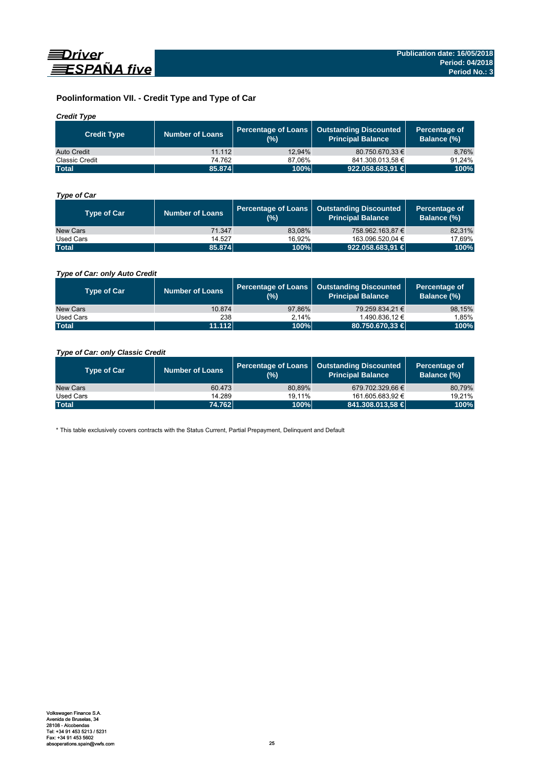## Poolinformation VII. - Credit Type and Type of Car

### *Credit Type*

| Credit Type | Number of Loans | Percentage of Loans (%) | Outstanding Discounted Principal Balance | Percentage of Balance (%) |
|---|---|---|---|---|
| Auto Credit | 11.112 | 12,94% | 80.750.670,33 € | 8,76% |
| Classic Credit | 74.762 | 87,06% | 841.308.013,58 € | 91,24% |
| **Total** | **85.874** | **100%** | **922.058.683,91 €** | **100%** |

### *Type of Car*

| Type of Car | Number of Loans | Percentage of Loans (%) | Outstanding Discounted Principal Balance | Percentage of Balance (%) |
|---|---|---|---|---|
| New Cars | 71.347 | 83,08% | 758.962.163,87 € | 82,31% |
| Used Cars | 14.527 | 16,92% | 163.096.520,04 € | 17,69% |
| **Total** | **85.874** | **100%** | **922.058.683,91 €** | **100%** |

### *Type of Car: only Auto Credit*

| Type of Car | Number of Loans | Percentage of Loans (%) | Outstanding Discounted Principal Balance | Percentage of Balance (%) |
|---|---|---|---|---|
| New Cars | 10.874 | 97,86% | 79.259.834,21 € | 98,15% |
| Used Cars | 238 | 2,14% | 1.490.836,12 € | 1,85% |
| **Total** | **11.112** | **100%** | **80.750.670,33 €** | **100%** |

### *Type of Car: only Classic Credit*

| Type of Car | Number of Loans | Percentage of Loans (%) | Outstanding Discounted Principal Balance | Percentage of Balance (%) |
|---|---|---|---|---|
| New Cars | 60.473 | 80,89% | 679.702.329,66 € | 80,79% |
| Used Cars | 14.289 | 19,11% | 161.605.683,92 € | 19,21% |
| **Total** | **74.762** | **100%** | **841.308.013,58 €** | **100%** |

* This table exclusively covers contracts with the Status Current, Partial Prepayment, Delinquent and Default

Volkswagen Finance S.A.
Avenida de Bruselas, 34
28108 - Alcobendas
Tel: +34 91 453 5213 / 5231
Fax: +34 91 453 5602
absoperations.spain@vwfs.com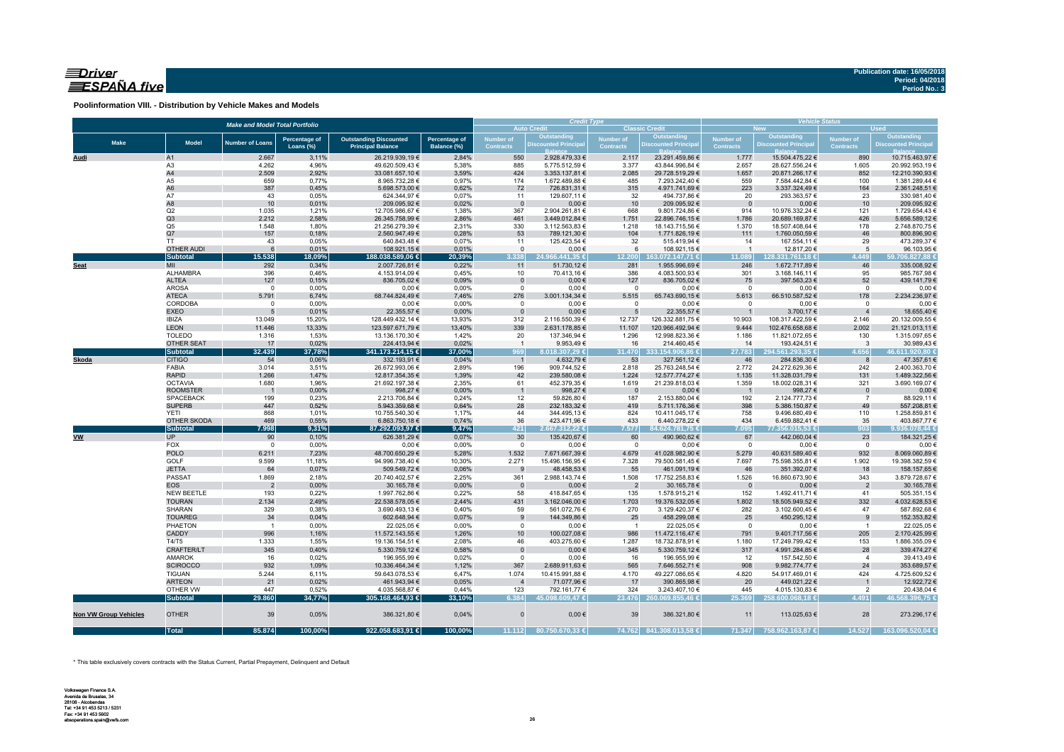**Poolinformation VIII. - Distribution by Vehicle Makes and Models**

| Make and Model Total Portfolio | | | | | | Credit Type | | | | Vehicle Status | | | |
|---|---|---|---|---|---|---|---|---|---|---|---|---|---|
| | | | | | | Auto Credit | | Classic Credit | | New | | Used | |
| Make | Model | Number of Loans | Percentage of Loans (%) | Outstanding Discounted Principal Balance | Percentage of Balance (%) | Number of Contracts | Outstanding Discounted Principal Balance | Number of Contracts | Outstanding Discounted Principal Balance | Number of Contracts | Outstanding Discounted Principal Balance | Number of Contracts | Outstanding Discounted Principal Balance |
| Audi | A1 | 2.667 | 3,11% | 26.219.939,19 € | 2,84% | 550 | 2.928.479,33 € | 2.117 | 23.291.459,86 € | 1.777 | 15.504.475,22 € | 890 | 10.715.463,97 € |
| | A3 | 4.262 | 4,96% | 49.620.509,43 € | 5,38% | 885 | 5.775.512,59 € | 3.377 | 43.844.996,84 € | 2.657 | 28.627.556,24 € | 1.605 | 20.992.953,19 € |
| | A4 | 2.509 | 2,92% | 33.081.657,10 € | 3,59% | 424 | 3.353.137,81 € | 2.085 | 29.728.519,29 € | 1.657 | 20.871.266,17 € | 852 | 12.210.390,93 € |
| | A5 | 659 | 0,77% | 8.965.732,28 € | 0,97% | 174 | 1.672.489,88 € | 485 | 7.293.242,40 € | 559 | 7.584.442,84 € | 100 | 1.381.289,44 € |
| | A6 | 387 | 0,45% | 5.698.573,00 € | 0,62% | 72 | 726.831,31 € | 315 | 4.971.741,69 € | 223 | 3.337.324,49 € | 164 | 2.361.248,51 € |
| | A7 | 43 | 0,05% | 624.344,97 € | 0,07% | 11 | 129.607,11 € | 32 | 494.737,86 € | 20 | 293.363,57 € | 23 | 330.981,40 € |
| | A8 | 10 | 0,01% | 209.095,92 € | 0,02% | 0 | 0,00 € | 10 | 209.095,92 € | 0 | 0,00 € | 10 | 209.095,92 € |
| | Q2 | 1.035 | 1,21% | 12.705.986,67 € | 1,38% | 367 | 2.904.261,81 € | 668 | 9.801.724,86 € | 914 | 10.976.332,24 € | 121 | 1.729.654,43 € |
| | Q3 | 2.212 | 2,58% | 26.345.758,99 € | 2,86% | 461 | 3.449.012,84 € | 1.751 | 22.896.746,15 € | 1.786 | 20.689.169,87 € | 426 | 5.656.589,12 € |
| | Q5 | 1.548 | 1,80% | 21.256.279,39 € | 2,31% | 330 | 3.112.563,83 € | 1.218 | 18.143.715,56 € | 1.370 | 18.507.408,64 € | 178 | 2.748.870,75 € |
| | Q7 | 157 | 0,18% | 2.560.947,49 € | 0,28% | 53 | 789.121,30 € | 104 | 1.771.826,19 € | 111 | 1.760.050,59 € | 46 | 800.896,90 € |
| | TT | 43 | 0,05% | 640.843,48 € | 0,07% | 11 | 125.423,54 € | 32 | 515.419,94 € | 14 | 167.554,11 € | 29 | 473.289,37 € |
| | OTHER AUDI | 6 | 0,01% | 108.921,15 € | 0,01% | 0 | 0,00 € | 6 | 108.921,15 € | 1 | 12.817,20 € | 5 | 96.103,95 € |
| | **Subtotal** | **15.538** | **18,09%** | **188.038.589,06 €** | **20,39%** | **3.338** | **24.966.441,35 €** | **12.200** | **163.072.147,71 €** | **11.089** | **128.331.761,18 €** | **4.449** | **59.706.827,88 €** |
| Seat | MII | 292 | 0,34% | 2.007.726,81 € | 0,22% | 11 | 51.730,12 € | 281 | 1.955.996,69 € | 246 | 1.672.717,89 € | 46 | 335.008,92 € |
| | ALHAMBRA | 396 | 0,46% | 4.153.914,09 € | 0,45% | 10 | 70.413,16 € | 386 | 4.083.500,93 € | 301 | 3.168.146,11 € | 95 | 985.767,98 € |
| | ALTEA | 127 | 0,15% | 836.705,02 € | 0,09% | 0 | 0,00 € | 127 | 836.705,02 € | 75 | 397.563,23 € | 52 | 439.141,79 € |
| | AROSA | 0 | 0,00% | 0,00 € | 0,00% | 0 | 0,00 € | 0 | 0,00 € | 0 | 0,00 € | 0 | 0,00 € |
| | ATECA | 5.791 | 6,74% | 68.744.824,49 € | 7,46% | 276 | 3.001.134,34 € | 5.515 | 65.743.690,15 € | 5.613 | 66.510.587,52 € | 178 | 2.234.236,97 € |
| | CORDOBA | 0 | 0,00% | 0,00 € | 0,00% | 0 | 0,00 € | 0 | 0,00 € | 0 | 0,00 € | 0 | 0,00 € |
| | EXEO | 5 | 0,01% | 22.355,57 € | 0,00% | 0 | 0,00 € | 5 | 22.355,57 € | 1 | 3.700,17 € | 4 | 18.655,40 € |
| | IBIZA | 13.049 | 15,20% | 128.449.432,14 € | 13,93% | 312 | 2.116.550,39 € | 12.737 | 126.332.881,75 € | 10.903 | 108.317.422,59 € | 2.146 | 20.132.009,55 € |
| | LEON | 11.446 | 13,33% | 123.597.671,79 € | 13,40% | 339 | 2.631.178,85 € | 11.107 | 120.966.492,94 € | 9.444 | 102.476.658,68 € | 2.002 | 21.121.013,11 € |
| | TOLEDO | 1.316 | 1,53% | 13.136.170,30 € | 1,42% | 20 | 137.346,94 € | 1.296 | 12.998.823,36 € | 1.186 | 11.821.072,65 € | 130 | 1.315.097,65 € |
| | OTHER SEAT | 17 | 0,02% | 224.413,94 € | 0,02% | 1 | 9.953,49 € | 16 | 214.460,45 € | 14 | 193.424,51 € | 3 | 30.989,43 € |
| | **Subtotal** | **32.439** | **37,78%** | **341.173.214,15 €** | **37,00%** | **969** | **8.018.307,29 €** | **31.470** | **333.154.906,86 €** | **27.783** | **294.561.293,35 €** | **4.656** | **46.611.920,80 €** |
| Skoda | CITIGO | 54 | 0,06% | 332.193,91 € | 0,04% | 1 | 4.632,79 € | 53 | 327.561,12 € | 46 | 284.836,30 € | 8 | 47.357,61 € |
| | FABIA | 3.014 | 3,51% | 26.672.993,06 € | 2,89% | 196 | 909.744,52 € | 2.818 | 25.763.248,54 € | 2.772 | 24.272.629,36 € | 242 | 2.400.363,70 € |
| | RAPID | 1.266 | 1,47% | 12.817.354,35 € | 1,39% | 42 | 239.580,08 € | 1.224 | 12.577.774,27 € | 1.135 | 11.328.031,79 € | 131 | 1.489.322,56 € |
| | OCTAVIA | 1.680 | 1,96% | 21.692.197,38 € | 2,35% | 61 | 452.379,35 € | 1.619 | 21.239.818,03 € | 1.359 | 18.002.028,31 € | 321 | 3.690.169,07 € |
| | ROOMSTER | 1 | 0,00% | 998,27 € | 0,00% | 1 | 998,27 € | 0 | 0,00 € | 1 | 998,27 € | 0 | 0,00 € |
| | SPACEBACK | 199 | 0,23% | 2.213.706,84 € | 0,24% | 12 | 59.826,80 € | 187 | 2.153.880,04 € | 192 | 2.124.777,73 € | 7 | 88.929,11 € |
| | SUPERB | 447 | 0,52% | 5.943.359,68 € | 0,64% | 28 | 232.183,32 € | 419 | 5.711.176,36 € | 398 | 5.386.150,87 € | 49 | 557.208,81 € |
| | YETI | 868 | 1,01% | 10.755.540,30 € | 1,17% | 44 | 344.495,13 € | 824 | 10.411.045,17 € | 758 | 9.496.680,49 € | 110 | 1.258.859,81 € |
| | OTHER SKODA | 469 | 0,55% | 6.863.750,18 € | 0,74% | 36 | 423.471,96 € | 433 | 6.440.278,22 € | 434 | 6.459.882,41 € | 35 | 403.867,77 € |
| | **Subtotal** | **7.998** | **9,31%** | **87.292.093,97 €** | **9,47%** | **421** | **2.667.312,22 €** | **7.577** | **84.624.781,75 €** | **7.095** | **77.356.015,53 €** | **903** | **9.936.078,44 €** |
| VW | UP | 90 | 0,10% | 626.381,29 € | 0,07% | 30 | 135.420,67 € | 60 | 490.960,62 € | 67 | 442.060,04 € | 23 | 184.321,25 € |
| | FOX | 0 | 0,00% | 0,00 € | 0,00% | 0 | 0,00 € | 0 | 0,00 € | 0 | 0,00 € | 0 | 0,00 € |
| | POLO | 6.211 | 7,23% | 48.700.650,29 € | 5,28% | 1.532 | 7.671.667,39 € | 4.679 | 41.028.982,90 € | 5.279 | 40.631.589,40 € | 932 | 8.069.060,89 € |
| | GOLF | 9.599 | 11,18% | 94.996.738,40 € | 10,30% | 2.271 | 15.496.156,95 € | 7.328 | 79.500.581,45 € | 7.697 | 75.598.355,81 € | 1.902 | 19.398.382,59 € |
| | JETTA | 64 | 0,07% | 509.549,72 € | 0,06% | 9 | 48.458,53 € | 55 | 461.091,19 € | 46 | 351.392,07 € | 18 | 158.157,65 € |
| | PASSAT | 1.869 | 2,18% | 20.740.402,57 € | 2,25% | 361 | 2.988.143,74 € | 1.508 | 17.752.258,83 € | 1.526 | 16.860.673,90 € | 343 | 3.879.728,67 € |
| | EOS | 2 | 0,00% | 30.165,78 € | 0,00% | 0 | 0,00 € | 2 | 30.165,78 € | 0 | 0,00 € | 2 | 30.165,78 € |
| | NEW BEETLE | 193 | 0,22% | 1.997.762,86 € | 0,22% | 58 | 418.847,65 € | 135 | 1.578.915,21 € | 152 | 1.492.411,71 € | 41 | 505.351,15 € |
| | TOURAN | 2.134 | 2,49% | 22.538.578,05 € | 2,44% | 431 | 3.162.046,00 € | 1.703 | 19.376.532,05 € | 1.802 | 18.505.949,52 € | 332 | 4.032.628,53 € |
| | SHARAN | 329 | 0,38% | 3.690.493,13 € | 0,40% | 59 | 561.072,76 € | 270 | 3.129.420,37 € | 282 | 3.102.600,45 € | 47 | 587.892,68 € |
| | TOUAREG | 34 | 0,04% | 602.648,94 € | 0,07% | 9 | 144.349,86 € | 25 | 458.299,08 € | 25 | 450.295,12 € | 9 | 152.353,82 € |
| | PHAETON | 1 | 0,00% | 22.025,05 € | 0,00% | 0 | 0,00 € | 1 | 22.025,05 € | 0 | 0,00 € | 1 | 22.025,05 € |
| | CADDY | 996 | 1,16% | 11.572.143,55 € | 1,26% | 10 | 100.027,08 € | 986 | 11.472.116,47 € | 791 | 9.401.717,56 € | 205 | 2.170.425,99 € |
| | T4/T5 | 1.333 | 1,55% | 19.136.154,51 € | 2,08% | 46 | 403.275,60 € | 1.287 | 18.732.878,91 € | 1.180 | 17.249.799,42 € | 153 | 1.886.355,09 € |
| | CRAFTER/LT | 345 | 0,40% | 5.330.759,12 € | 0,58% | 0 | 0,00 € | 345 | 5.330.759,12 € | 317 | 4.991.284,85 € | 28 | 339.474,27 € |
| | AMAROK | 16 | 0,02% | 196.955,99 € | 0,02% | 0 | 0,00 € | 16 | 196.955,99 € | 12 | 157.542,50 € | 4 | 39.413,49 € |
| | SCIROCCO | 932 | 1,09% | 10.336.464,34 € | 1,12% | 367 | 2.689.911,63 € | 565 | 7.646.552,71 € | 908 | 9.982.774,77 € | 24 | 353.689,57 € |
| | TIGUAN | 5.244 | 6,11% | 59.643.078,53 € | 6,47% | 1.074 | 10.415.991,88 € | 4.170 | 49.227.086,65 € | 4.820 | 54.917.469,01 € | 424 | 4.725.609,52 € |
| | ARTEON | 21 | 0,02% | 461.943,94 € | 0,05% | 4 | 71.077,96 € | 17 | 390.865,98 € | 20 | 449.021,22 € | 1 | 12.922,72 € |
| | OTHER VW | 447 | 0,52% | 4.035.568,87 € | 0,44% | 123 | 792.161,77 € | 324 | 3.243.407,10 € | 445 | 4.015.130,83 € | 2 | 20.438,04 € |
| | **Subtotal** | **29.860** | **34,77%** | **305.168.464,93 €** | **33,10%** | **6.384** | **45.098.609,47 €** | **23.476** | **260.069.855,46 €** | **25.369** | **258.600.068,18 €** | **4.491** | **46.568.396,75 €** |
| Non VW Group Vehicles | OTHER | 39 | 0,05% | 386.321,80 € | 0,04% | 0 | 0,00 € | 39 | 386.321,80 € | 11 | 113.025,63 € | 28 | 273.296,17 € |
| | **Total** | **85.874** | **100,00%** | **922.058.683,91 €** | **100,00%** | **11.112** | **80.750.670,33 €** | **74.762** | **841.308.013,58 €** | **71.347** | **758.962.163,87 €** | **14.527** | **163.096.520,04 €** |

\* This table exclusively covers contracts with the Status Current, Partial Prepayment, Delinquent and Default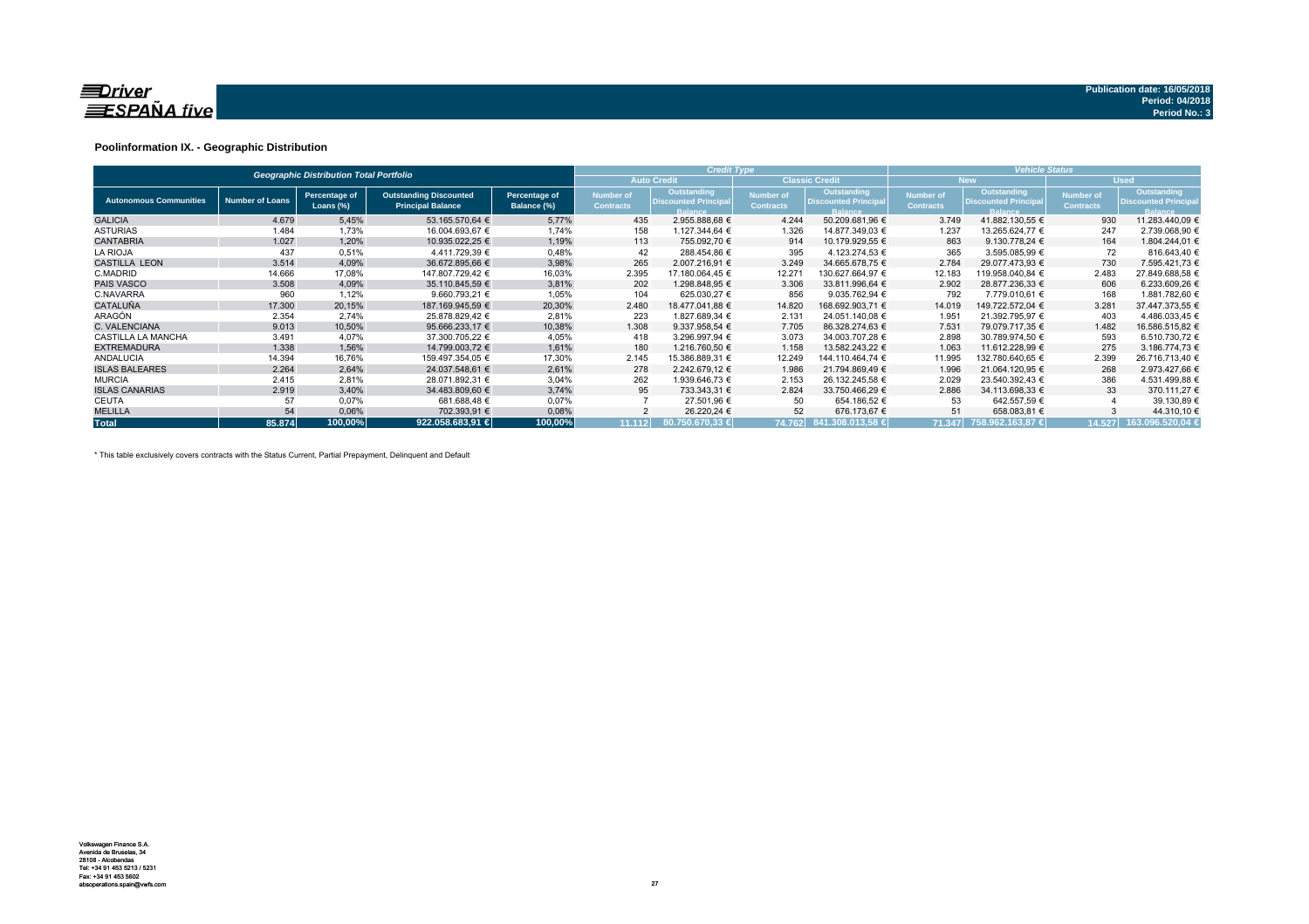## Poolinformation IX. - Geographic Distribution

| Geographic Distribution Total Portfolio | | | | | Credit Type | | | | Vehicle Status | | | |
|---|---|---|---|---|---|---|---|---|---|---|---|---|
| | | | | | Auto Credit | | Classic Credit | | New | | Used | |
| Autonomous Communities | Number of Loans | Percentage of Loans (%) | Outstanding Discounted Principal Balance | Percentage of Balance (%) | Number of Contracts | Outstanding Discounted Principal Balance | Number of Contracts | Outstanding Discounted Principal Balance | Number of Contracts | Outstanding Discounted Principal Balance | Number of Contracts | Outstanding Discounted Principal Balance |
| GALICIA | 4.679 | 5,45% | 53.165.570,64 € | 5,77% | 435 | 2.955.888,68 € | 4.244 | 50.209.681,96 € | 3.749 | 41.882.130,55 € | 930 | 11.283.440,09 € |
| ASTURIAS | 1.484 | 1,73% | 16.004.693,67 € | 1,74% | 158 | 1.127.344,64 € | 1.326 | 14.877.349,03 € | 1.237 | 13.265.624,77 € | 247 | 2.739.068,90 € |
| CANTABRIA | 1.027 | 1,20% | 10.935.022,25 € | 1,19% | 113 | 755.092,70 € | 914 | 10.179.929,55 € | 863 | 9.130.778,24 € | 164 | 1.804.244,01 € |
| LA RIOJA | 437 | 0,51% | 4.411.729,39 € | 0,48% | 42 | 288.454,86 € | 395 | 4.123.274,53 € | 365 | 3.595.085,99 € | 72 | 816.643,40 € |
| CASTILLA LEON | 3.514 | 4,09% | 36.672.895,66 € | 3,98% | 265 | 2.007.216,91 € | 3.249 | 34.665.678,75 € | 2.784 | 29.077.473,93 € | 730 | 7.595.421,73 € |
| C.MADRID | 14.666 | 17,08% | 147.807.729,42 € | 16,03% | 2.395 | 17.180.064,45 € | 12.271 | 130.627.664,97 € | 12.183 | 119.958.040,84 € | 2.483 | 27.849.688,58 € |
| PAIS VASCO | 3.508 | 4,09% | 35.110.845,59 € | 3,81% | 202 | 1.298.848,95 € | 3.306 | 33.811.996,64 € | 2.902 | 28.877.236,33 € | 606 | 6.233.609,26 € |
| C.NAVARRA | 960 | 1,12% | 9.660.793,21 € | 1,05% | 104 | 625.030,27 € | 856 | 9.035.762,94 € | 792 | 7.779.010,61 € | 168 | 1.881.782,60 € |
| CATALUÑA | 17.300 | 20,15% | 187.169.945,59 € | 20,30% | 2.480 | 18.477.041,88 € | 14.820 | 168.692.903,71 € | 14.019 | 149.722.572,04 € | 3.281 | 37.447.373,55 € |
| ARAGÓN | 2.354 | 2,74% | 25.878.829,42 € | 2,81% | 223 | 1.827.689,34 € | 2.131 | 24.051.140,08 € | 1.951 | 21.392.795,97 € | 403 | 4.486.033,45 € |
| C. VALENCIANA | 9.013 | 10,50% | 95.666.233,17 € | 10,38% | 1.308 | 9.337.958,54 € | 7.705 | 86.328.274,63 € | 7.531 | 79.079.717,35 € | 1.482 | 16.586.515,82 € |
| CASTILLA LA MANCHA | 3.491 | 4,07% | 37.300.705,22 € | 4,05% | 418 | 3.296.997,94 € | 3.073 | 34.003.707,28 € | 2.898 | 30.789.974,50 € | 593 | 6.510.730,72 € |
| EXTREMADURA | 1.338 | 1,56% | 14.799.003,72 € | 1,61% | 180 | 1.216.760,50 € | 1.158 | 13.582.243,22 € | 1.063 | 11.612.228,99 € | 275 | 3.186.774,73 € |
| ANDALUCIA | 14.394 | 16,76% | 159.497.354,05 € | 17,30% | 2.145 | 15.386.889,31 € | 12.249 | 144.110.464,74 € | 11.995 | 132.780.640,65 € | 2.399 | 26.716.713,40 € |
| ISLAS BALEARES | 2.264 | 2,64% | 24.037.548,61 € | 2,61% | 278 | 2.242.679,12 € | 1.986 | 21.794.869,49 € | 1.996 | 21.064.120,95 € | 268 | 2.973.427,66 € |
| MURCIA | 2.415 | 2,81% | 28.071.892,31 € | 3,04% | 262 | 1.939.646,73 € | 2.153 | 26.132.245,58 € | 2.029 | 23.540.392,43 € | 386 | 4.531.499,88 € |
| ISLAS CANARIAS | 2.919 | 3,40% | 34.483.809,60 € | 3,74% | 95 | 733.343,31 € | 2.824 | 33.750.466,29 € | 2.886 | 34.113.698,33 € | 33 | 370.111,27 € |
| CEUTA | 57 | 0,07% | 681.688,48 € | 0,07% | 7 | 27.501,96 € | 50 | 654.186,52 € | 53 | 642.557,59 € | 4 | 39.130,89 € |
| MELILLA | 54 | 0,06% | 702.393,91 € | 0,08% | 2 | 26.220,24 € | 52 | 676.173,67 € | 51 | 658.083,81 € | 3 | 44.310,10 € |
| **Total** | **85.874** | **100,00%** | **922.058.683,91 €** | **100,00%** | **11.112** | **80.750.670,33 €** | **74.762** | **841.308.013,58 €** | **71.347** | **758.962.163,87 €** | **14.527** | **163.096.520,04 €** |

\* This table exclusively covers contracts with the Status Current, Partial Prepayment, Delinquent and Default

Volkswagen Finance S.A.
Avenida de Bruselas, 34
28108 - Alcobendas
Tel: +34 91 453 5213 / 5231
Fax: +34 91 453 5602
absoperations.spain@vwfs.com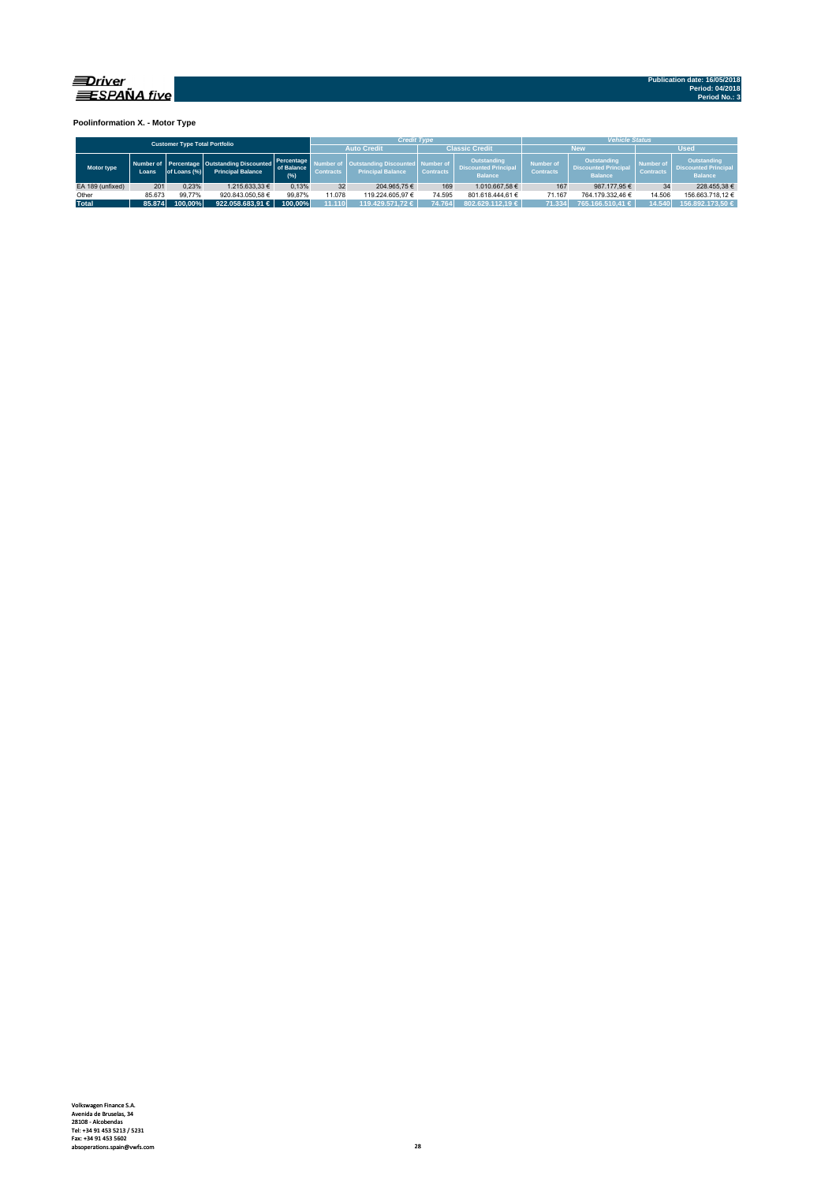**Driver ESPAÑA five**

Publication date: 16/05/2018
Period: 04/2018
Period No.: 3

### Poolinformation X. - Motor Type

| Customer Type Total Portfolio | | | | | Credit Type | | | | Vehicle Status | | | |
|---|---|---|---|---|---|---|---|---|---|---|---|---|
| | | | | | Auto Credit | | Classic Credit | | New | | Used | |
| Motor type | Number of Loans | Percentage of Loans (%) | Outstanding Discounted Principal Balance | Percentage of Balance (%) | Number of Contracts | Outstanding Discounted Principal Balance | Number of Contracts | Outstanding Discounted Principal Balance | Number of Contracts | Outstanding Discounted Principal Balance | Number of Contracts | Outstanding Discounted Principal Balance |
| EA 189 (unfixed) | 201 | 0,23% | 1.215.633,33 € | 0,13% | 32 | 204.965,75 € | 169 | 1.010.667,58 € | 167 | 987.177,95 € | 34 | 228.455,38 € |
| Other | 85.673 | 99,77% | 920.843.050,58 € | 99,87% | 11.078 | 119.224.605,97 € | 74.595 | 801.618.444,61 € | 71.167 | 764.179.332,46 € | 14.506 | 156.663.718,12 € |
| **Total** | **85.874** | **100,00%** | **922.058.683,91 €** | **100,00%** | **11.110** | **119.429.571,72 €** | **74.764** | **802.629.112,19 €** | **71.334** | **765.166.510,41 €** | **14.540** | **156.892.173,50 €** |

Volkswagen Finance S.A.
Avenida de Bruselas, 34
28108 - Alcobendas
Tel: +34 91 453 5213 / 5231
Fax: +34 91 453 5602
absoperations.spain@vwfs.com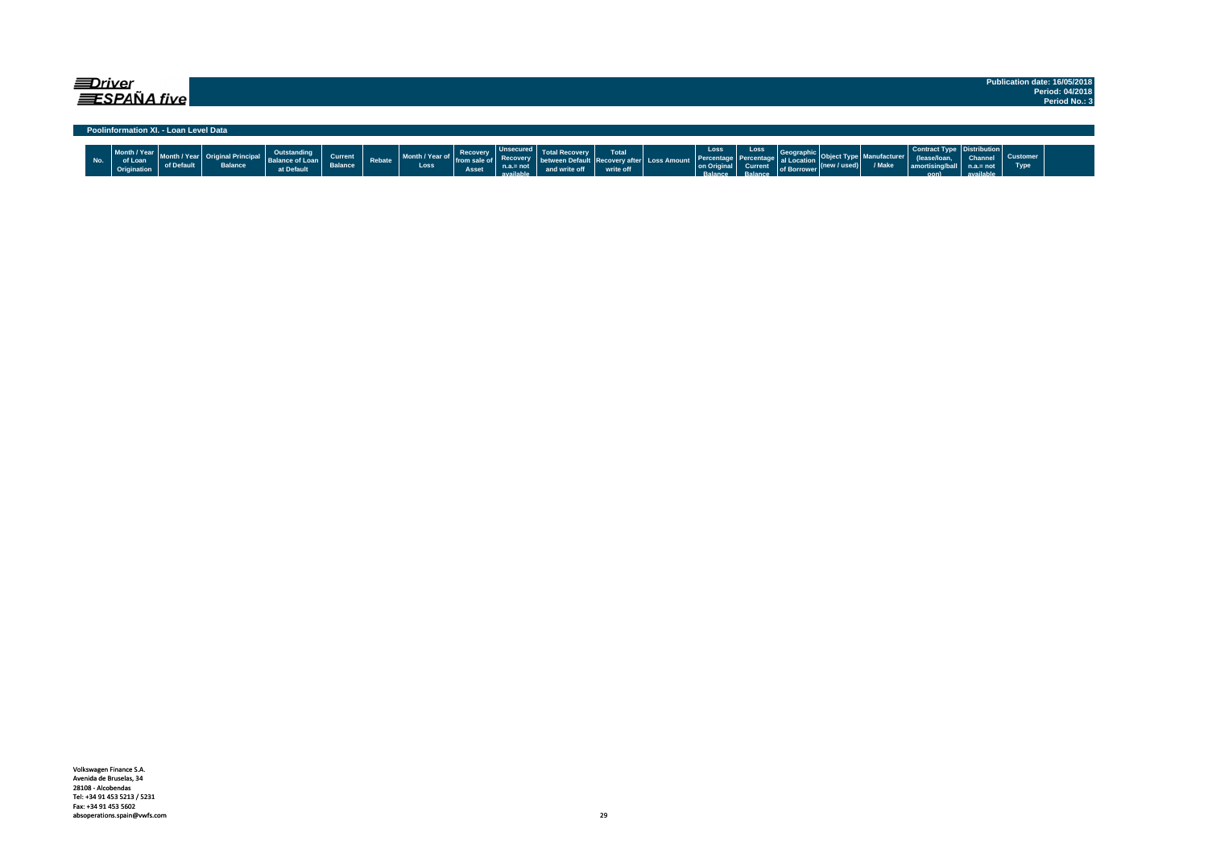**Publication date: 16/05/2018**
**Period: 04/2018**
**Period No.: 3**

## Poolinformation XI. - Loan Level Data

| No. | Month / Year of Loan Origination | Month / Year of Default | Original Principal Balance | Outstanding Balance of Loan at Default | Current Balance | Rebate | Month / Year of Loss | Recovery from sale of Asset | Unsecured Recovery n.a.= not available | Total Recovery between Default and write off | Total Recovery after write off | Loss Amount | Loss Percentage on Original Balance | Loss Percentage Current Balance | Geographical Location of Borrower | Object Type (new / used) | Manufacturer / Make | Contract Type (lease/loan, amortising/balloon) | Distribution Channel n.a.= not available | Customer Type |
|---|---|---|---|---|---|---|---|---|---|---|---|---|---|---|---|---|---|---|---|---|

Volkswagen Finance S.A.
Avenida de Bruselas, 34
28108 - Alcobendas
Tel: +34 91 453 5213 / 5231
Fax: +34 91 453 5602
absoperations.spain@vwfs.com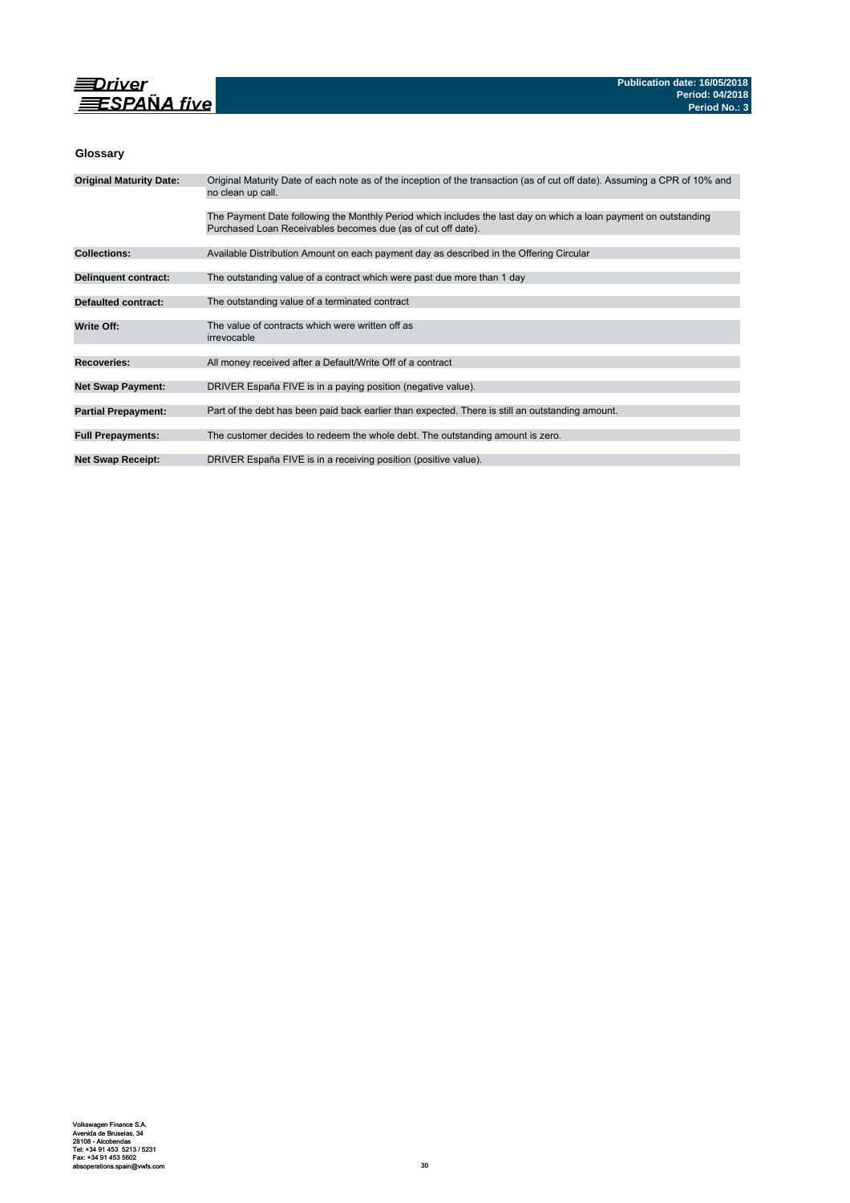## Glossary

| | |
|---|---|
| **Original Maturity Date:** | Original Maturity Date of each note as of the inception of the transaction (as of cut off date). Assuming a CPR of 10% and no clean up call. |
| | The Payment Date following the Monthly Period which includes the last day on which a loan payment on outstanding Purchased Loan Receivables becomes due (as of cut off date). |
| **Collections:** | Available Distribution Amount on each payment day as described in the Offering Circular |
| **Delinquent contract:** | The outstanding value of a contract which were past due more than 1 day |
| **Defaulted contract:** | The outstanding value of a terminated contract |
| **Write Off:** | The value of contracts which were written off as irrevocable |
| **Recoveries:** | All money received after a Default/Write Off of a contract |
| **Net Swap Payment:** | DRIVER España FIVE is in a paying position (negative value). |
| **Partial Prepayment:** | Part of the debt has been paid back earlier than expected. There is still an outstanding amount. |
| **Full Prepayments:** | The customer decides to redeem the whole debt. The outstanding amount is zero. |
| **Net Swap Receipt:** | DRIVER España FIVE is in a receiving position (positive value). |

Volkswagen Finance S.A.
Avenida de Bruselas, 34
28108 - Alcobendas
Tel: +34 91 453 5213 / 5231
Fax: +34 91 453 5602
absoperations.spain@vwfs.com